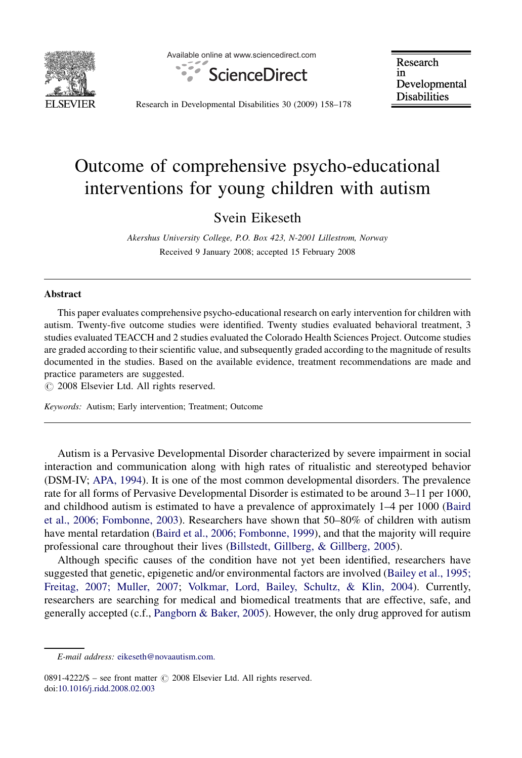# Outcome of comprehensive psycho-educational interventions for young children with autism

Svein Eikeseth

*Akershus University College, P.O. Box 423, N-2001 Lillestrom, Norway*

Received 9 January 2008; accepted 15 February 2008

## Abstract

This paper evaluates comprehensive psycho-educational research on early intervention for children with autism. Twenty-five outcome studies were identified. Twenty studies evaluated behavioral treatment, 3 studies evaluated TEACCH and 2 studies evaluated the Colorado Health Sciences Project. Outcome studies are graded according to their scientific value, and subsequently graded according to the magnitude of results documented in the studies. Based on the available evidence, treatment recommendations are made and practice parameters are suggested.

© 2008 Elsevier Ltd. All rights reserved.

*Keywords:* Autism; Early intervention; Treatment; Outcome

Autism is a Pervasive Developmental Disorder characterized by severe impairment in social interaction and communication along with high rates of ritualistic and stereotyped behavior (DSM-IV; APA, 1994). It is one of the most common developmental disorders. The prevalence rate for all forms of Pervasive Developmental Disorder is estimated to be around 3–11 per 1000, and childhood autism is estimated to have a prevalence of approximately 1–4 per 1000 (Baird et al., 2006; Fombonne, 2003). Researchers have shown that 50–80% of children with autism have mental retardation (Baird et al., 2006; Fombonne, 1999), and that the majority will require professional care throughout their lives (Billstedt, Gillberg, & Gillberg, 2005).

Although specific causes of the condition have not yet been identified, researchers have suggested that genetic, epigenetic and/or environmental factors are involved (Bailey et al., 1995; Freitag, 2007; Muller, 2007; Volkmar, Lord, Bailey, Schultz, & Klin, 2004). Currently, researchers are searching for medical and biomedical treatments that are effective, safe, and generally accepted (c.f., Pangborn & Baker, 2005). However, the only drug approved for autism

*E-mail address:* eikeseth@novaautism.com.

0891-4222/$ – see front matter © 2008 Elsevier Ltd. All rights reserved.
doi:10.1016/j.ridd.2008.02.003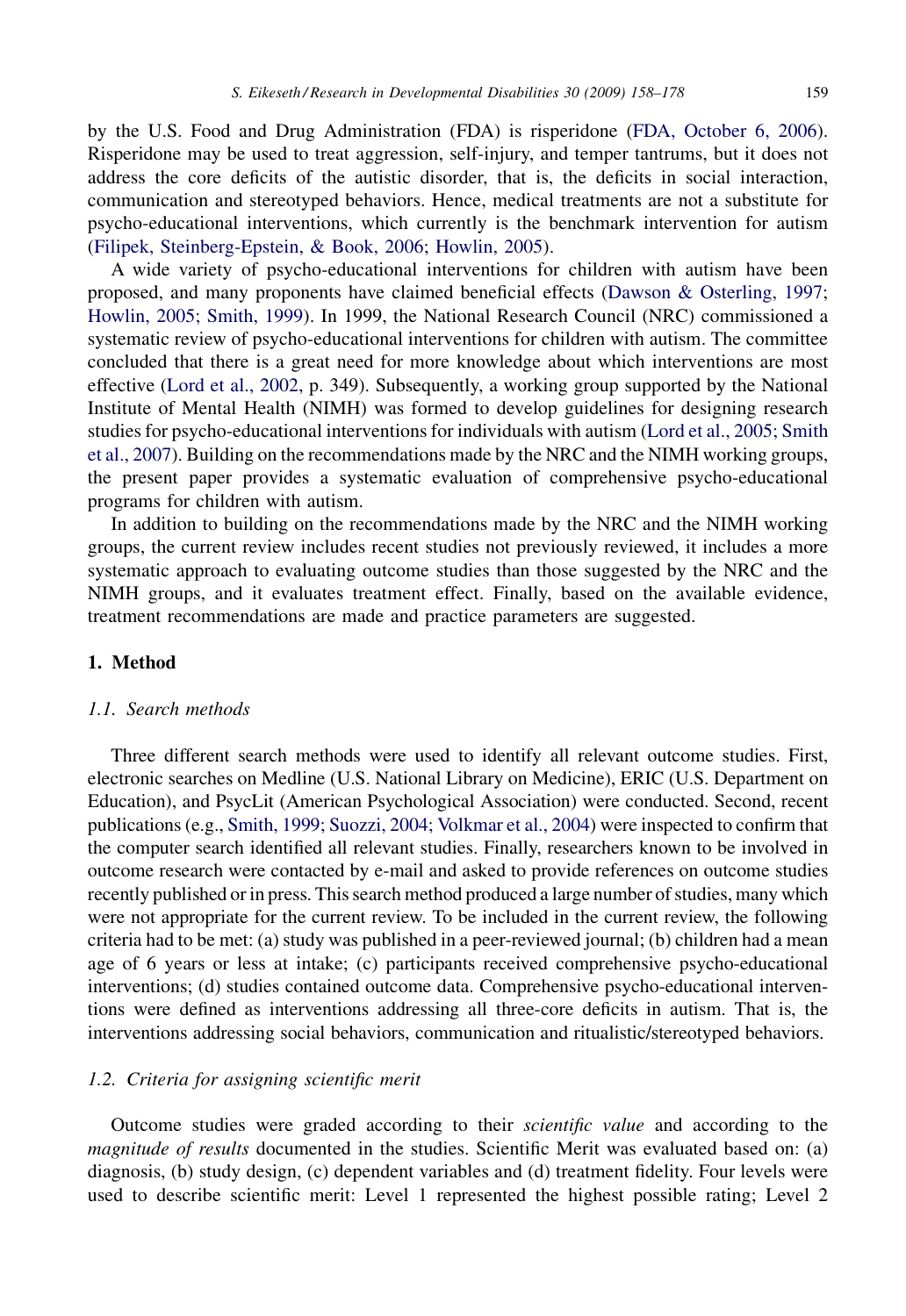by the U.S. Food and Drug Administration (FDA) is risperidone (FDA, October 6, 2006). Risperidone may be used to treat aggression, self-injury, and temper tantrums, but it does not address the core deficits of the autistic disorder, that is, the deficits in social interaction, communication and stereotyped behaviors. Hence, medical treatments are not a substitute for psycho-educational interventions, which currently is the benchmark intervention for autism (Filipek, Steinberg-Epstein, & Book, 2006; Howlin, 2005).

A wide variety of psycho-educational interventions for children with autism have been proposed, and many proponents have claimed beneficial effects (Dawson & Osterling, 1997; Howlin, 2005; Smith, 1999). In 1999, the National Research Council (NRC) commissioned a systematic review of psycho-educational interventions for children with autism. The committee concluded that there is a great need for more knowledge about which interventions are most effective (Lord et al., 2002, p. 349). Subsequently, a working group supported by the National Institute of Mental Health (NIMH) was formed to develop guidelines for designing research studies for psycho-educational interventions for individuals with autism (Lord et al., 2005; Smith et al., 2007). Building on the recommendations made by the NRC and the NIMH working groups, the present paper provides a systematic evaluation of comprehensive psycho-educational programs for children with autism.

In addition to building on the recommendations made by the NRC and the NIMH working groups, the current review includes recent studies not previously reviewed, it includes a more systematic approach to evaluating outcome studies than those suggested by the NRC and the NIMH groups, and it evaluates treatment effect. Finally, based on the available evidence, treatment recommendations are made and practice parameters are suggested.

## 1. Method

### *1.1. Search methods*

Three different search methods were used to identify all relevant outcome studies. First, electronic searches on Medline (U.S. National Library on Medicine), ERIC (U.S. Department on Education), and PsycLit (American Psychological Association) were conducted. Second, recent publications (e.g., Smith, 1999; Suozzi, 2004; Volkmar et al., 2004) were inspected to confirm that the computer search identified all relevant studies. Finally, researchers known to be involved in outcome research were contacted by e-mail and asked to provide references on outcome studies recently published or in press. This search method produced a large number of studies, many which were not appropriate for the current review. To be included in the current review, the following criteria had to be met: (a) study was published in a peer-reviewed journal; (b) children had a mean age of 6 years or less at intake; (c) participants received comprehensive psycho-educational interventions; (d) studies contained outcome data. Comprehensive psycho-educational interventions were defined as interventions addressing all three-core deficits in autism. That is, the interventions addressing social behaviors, communication and ritualistic/stereotyped behaviors.

### *1.2. Criteria for assigning scientific merit*

Outcome studies were graded according to their *scientific value* and according to the *magnitude of results* documented in the studies. Scientific Merit was evaluated based on: (a) diagnosis, (b) study design, (c) dependent variables and (d) treatment fidelity. Four levels were used to describe scientific merit: Level 1 represented the highest possible rating; Level 2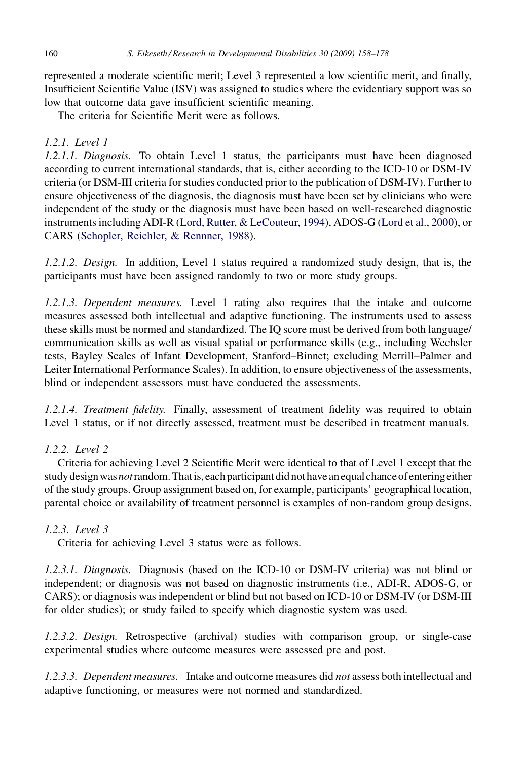represented a moderate scientific merit; Level 3 represented a low scientific merit, and finally, Insufficient Scientific Value (ISV) was assigned to studies where the evidentiary support was so low that outcome data gave insufficient scientific meaning.

The criteria for Scientific Merit were as follows.

### 1.2.1. Level 1

*1.2.1.1. Diagnosis.* To obtain Level 1 status, the participants must have been diagnosed according to current international standards, that is, either according to the ICD-10 or DSM-IV criteria (or DSM-III criteria for studies conducted prior to the publication of DSM-IV). Further to ensure objectiveness of the diagnosis, the diagnosis must have been set by clinicians who were independent of the study or the diagnosis must have been based on well-researched diagnostic instruments including ADI-R (Lord, Rutter, & LeCouteur, 1994), ADOS-G (Lord et al., 2000), or CARS (Schopler, Reichler, & Rennner, 1988).

*1.2.1.2. Design.* In addition, Level 1 status required a randomized study design, that is, the participants must have been assigned randomly to two or more study groups.

*1.2.1.3. Dependent measures.* Level 1 rating also requires that the intake and outcome measures assessed both intellectual and adaptive functioning. The instruments used to assess these skills must be normed and standardized. The IQ score must be derived from both language/communication skills as well as visual spatial or performance skills (e.g., including Wechsler tests, Bayley Scales of Infant Development, Stanford–Binnet; excluding Merrill–Palmer and Leiter International Performance Scales). In addition, to ensure objectiveness of the assessments, blind or independent assessors must have conducted the assessments.

*1.2.1.4. Treatment fidelity.* Finally, assessment of treatment fidelity was required to obtain Level 1 status, or if not directly assessed, treatment must be described in treatment manuals.

### 1.2.2. Level 2

Criteria for achieving Level 2 Scientific Merit were identical to that of Level 1 except that the study design was *not* random. That is, each participant did not have an equal chance of entering either of the study groups. Group assignment based on, for example, participants' geographical location, parental choice or availability of treatment personnel is examples of non-random group designs.

### 1.2.3. Level 3

Criteria for achieving Level 3 status were as follows.

*1.2.3.1. Diagnosis.* Diagnosis (based on the ICD-10 or DSM-IV criteria) was not blind or independent; or diagnosis was not based on diagnostic instruments (i.e., ADI-R, ADOS-G, or CARS); or diagnosis was independent or blind but not based on ICD-10 or DSM-IV (or DSM-III for older studies); or study failed to specify which diagnostic system was used.

*1.2.3.2. Design.* Retrospective (archival) studies with comparison group, or single-case experimental studies where outcome measures were assessed pre and post.

*1.2.3.3. Dependent measures.* Intake and outcome measures did *not* assess both intellectual and adaptive functioning, or measures were not normed and standardized.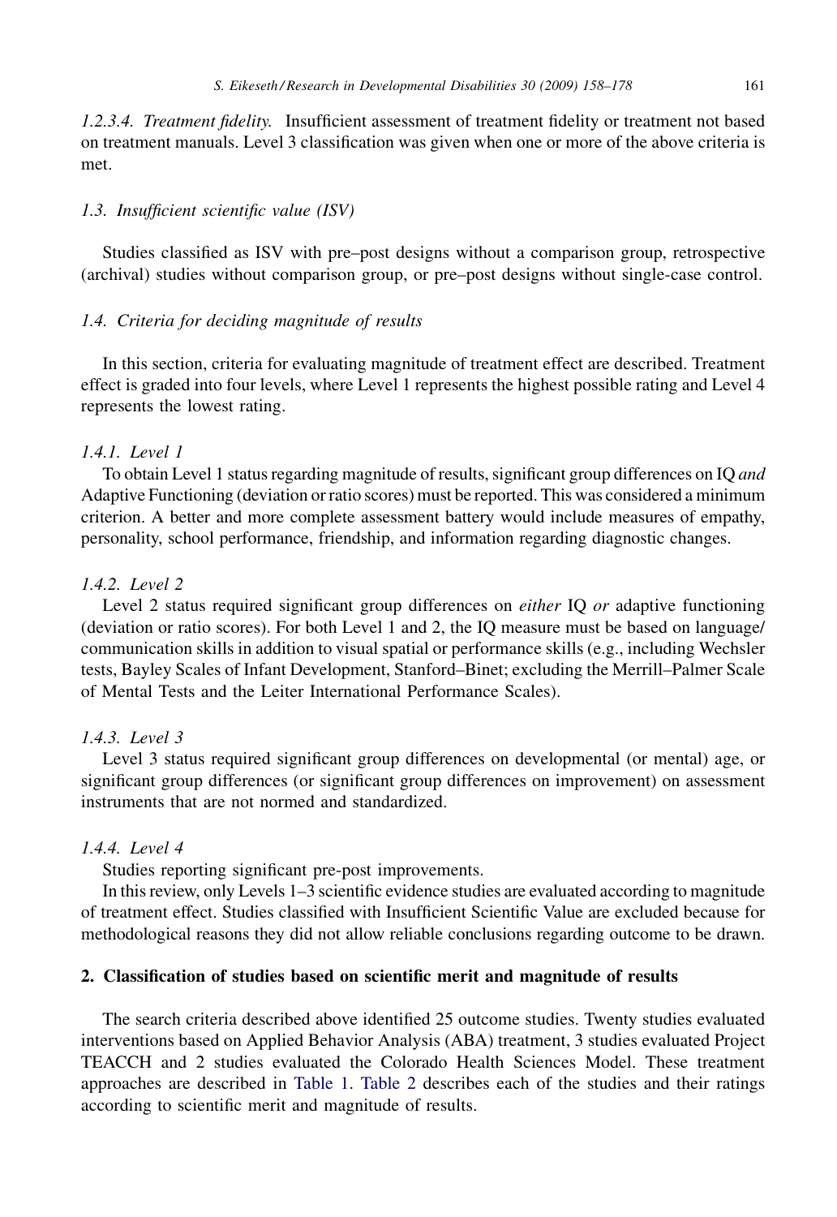*1.2.3.4. Treatment fidelity.* Insufficient assessment of treatment fidelity or treatment not based on treatment manuals. Level 3 classification was given when one or more of the above criteria is met.

### *1.3. Insufficient scientific value (ISV)*

Studies classified as ISV with pre–post designs without a comparison group, retrospective (archival) studies without comparison group, or pre–post designs without single-case control.

### *1.4. Criteria for deciding magnitude of results*

In this section, criteria for evaluating magnitude of treatment effect are described. Treatment effect is graded into four levels, where Level 1 represents the highest possible rating and Level 4 represents the lowest rating.

#### *1.4.1. Level 1*

To obtain Level 1 status regarding magnitude of results, significant group differences on IQ *and* Adaptive Functioning (deviation or ratio scores) must be reported. This was considered a minimum criterion. A better and more complete assessment battery would include measures of empathy, personality, school performance, friendship, and information regarding diagnostic changes.

#### *1.4.2. Level 2*

Level 2 status required significant group differences on *either* IQ *or* adaptive functioning (deviation or ratio scores). For both Level 1 and 2, the IQ measure must be based on language/ communication skills in addition to visual spatial or performance skills (e.g., including Wechsler tests, Bayley Scales of Infant Development, Stanford–Binet; excluding the Merrill–Palmer Scale of Mental Tests and the Leiter International Performance Scales).

#### *1.4.3. Level 3*

Level 3 status required significant group differences on developmental (or mental) age, or significant group differences (or significant group differences on improvement) on assessment instruments that are not normed and standardized.

#### *1.4.4. Level 4*

Studies reporting significant pre-post improvements.

In this review, only Levels 1–3 scientific evidence studies are evaluated according to magnitude of treatment effect. Studies classified with Insufficient Scientific Value are excluded because for methodological reasons they did not allow reliable conclusions regarding outcome to be drawn.

## **2. Classification of studies based on scientific merit and magnitude of results**

The search criteria described above identified 25 outcome studies. Twenty studies evaluated interventions based on Applied Behavior Analysis (ABA) treatment, 3 studies evaluated Project TEACCH and 2 studies evaluated the Colorado Health Sciences Model. These treatment approaches are described in Table 1. Table 2 describes each of the studies and their ratings according to scientific merit and magnitude of results.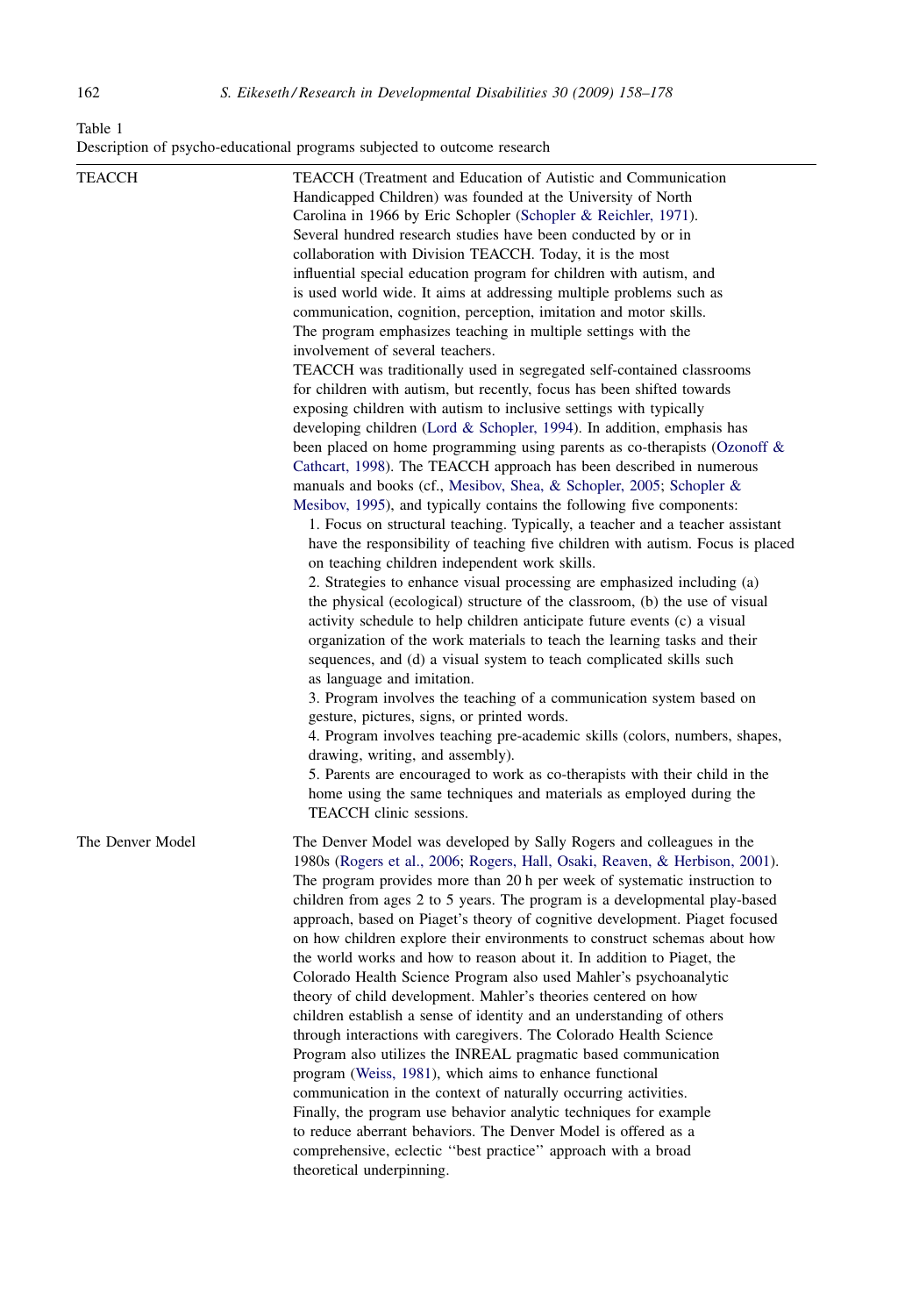Table 1
Description of psycho-educational programs subjected to outcome research

| | |
|---|---|
| TEACCH | TEACCH (Treatment and Education of Autistic and Communication Handicapped Children) was founded at the University of North Carolina in 1966 by Eric Schopler (Schopler & Reichler, 1971). Several hundred research studies have been conducted by or in collaboration with Division TEACCH. Today, it is the most influential special education program for children with autism, and is used world wide. It aims at addressing multiple problems such as communication, cognition, perception, imitation and motor skills. The program emphasizes teaching in multiple settings with the involvement of several teachers.<br>TEACCH was traditionally used in segregated self-contained classrooms for children with autism, but recently, focus has been shifted towards exposing children with autism to inclusive settings with typically developing children (Lord & Schopler, 1994). In addition, emphasis has been placed on home programming using parents as co-therapists (Ozonoff & Cathcart, 1998). The TEACCH approach has been described in numerous manuals and books (cf., Mesibov, Shea, & Schopler, 2005; Schopler & Mesibov, 1995), and typically contains the following five components:<br>1. Focus on structural teaching. Typically, a teacher and a teacher assistant have the responsibility of teaching five children with autism. Focus is placed on teaching children independent work skills.<br>2. Strategies to enhance visual processing are emphasized including (a) the physical (ecological) structure of the classroom, (b) the use of visual activity schedule to help children anticipate future events (c) a visual organization of the work materials to teach the learning tasks and their sequences, and (d) a visual system to teach complicated skills such as language and imitation.<br>3. Program involves the teaching of a communication system based on gesture, pictures, signs, or printed words.<br>4. Program involves teaching pre-academic skills (colors, numbers, shapes, drawing, writing, and assembly).<br>5. Parents are encouraged to work as co-therapists with their child in the home using the same techniques and materials as employed during the TEACCH clinic sessions. |
| The Denver Model | The Denver Model was developed by Sally Rogers and colleagues in the 1980s (Rogers et al., 2006; Rogers, Hall, Osaki, Reaven, & Herbison, 2001). The program provides more than 20 h per week of systematic instruction to children from ages 2 to 5 years. The program is a developmental play-based approach, based on Piaget's theory of cognitive development. Piaget focused on how children explore their environments to construct schemas about how the world works and how to reason about it. In addition to Piaget, the Colorado Health Science Program also used Mahler's psychoanalytic theory of child development. Mahler's theories centered on how children establish a sense of identity and an understanding of others through interactions with caregivers. The Colorado Health Science Program also utilizes the INREAL pragmatic based communication program (Weiss, 1981), which aims to enhance functional communication in the context of naturally occurring activities. Finally, the program use behavior analytic techniques for example to reduce aberrant behaviors. The Denver Model is offered as a comprehensive, eclectic ''best practice'' approach with a broad theoretical underpinning. |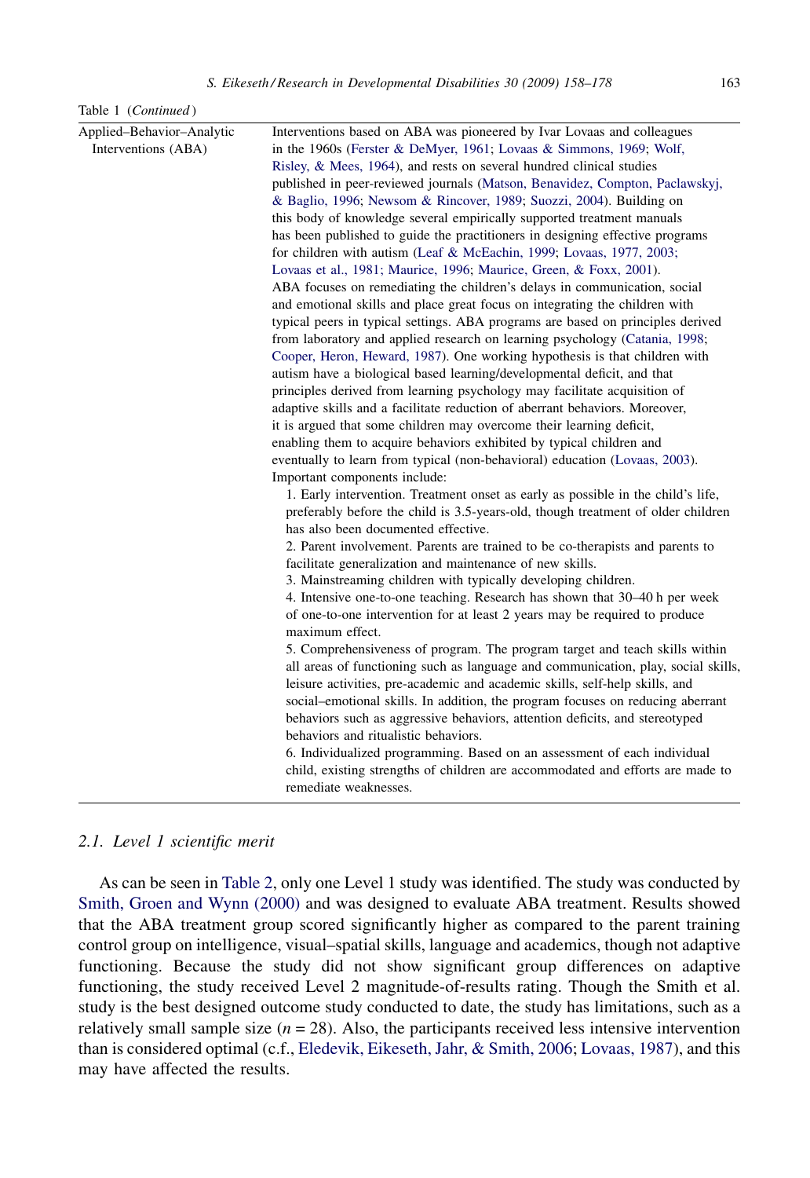Table 1 (*Continued*)

| | |
|---|---|
| Applied–Behavior–Analytic Interventions (ABA) | Interventions based on ABA was pioneered by Ivar Lovaas and colleagues in the 1960s (Ferster & DeMyer, 1961; Lovaas & Simmons, 1969; Wolf, Risley, & Mees, 1964), and rests on several hundred clinical studies published in peer-reviewed journals (Matson, Benavidez, Compton, Paclawskyj, & Baglio, 1996; Newsom & Rincover, 1989; Suozzi, 2004). Building on this body of knowledge several empirically supported treatment manuals has been published to guide the practitioners in designing effective programs for children with autism (Leaf & McEachin, 1999; Lovaas, 1977, 2003; Lovaas et al., 1981; Maurice, 1996; Maurice, Green, & Foxx, 2001). ABA focuses on remediating the children's delays in communication, social and emotional skills and place great focus on integrating the children with typical peers in typical settings. ABA programs are based on principles derived from laboratory and applied research on learning psychology (Catania, 1998; Cooper, Heron, Heward, 1987). One working hypothesis is that children with autism have a biological based learning/developmental deficit, and that principles derived from learning psychology may facilitate acquisition of adaptive skills and a facilitate reduction of aberrant behaviors. Moreover, it is argued that some children may overcome their learning deficit, enabling them to acquire behaviors exhibited by typical children and eventually to learn from typical (non-behavioral) education (Lovaas, 2003). Important components include: 1. Early intervention. Treatment onset as early as possible in the child's life, preferably before the child is 3.5-years-old, though treatment of older children has also been documented effective. 2. Parent involvement. Parents are trained to be co-therapists and parents to facilitate generalization and maintenance of new skills. 3. Mainstreaming children with typically developing children. 4. Intensive one-to-one teaching. Research has shown that 30–40 h per week of one-to-one intervention for at least 2 years may be required to produce maximum effect. 5. Comprehensiveness of program. The program target and teach skills within all areas of functioning such as language and communication, play, social skills, leisure activities, pre-academic and academic skills, self-help skills, and social–emotional skills. In addition, the program focuses on reducing aberrant behaviors such as aggressive behaviors, attention deficits, and stereotyped behaviors and ritualistic behaviors. 6. Individualized programming. Based on an assessment of each individual child, existing strengths of children are accommodated and efforts are made to remediate weaknesses. |

### 2.1. Level 1 scientific merit

As can be seen in Table 2, only one Level 1 study was identified. The study was conducted by Smith, Groen and Wynn (2000) and was designed to evaluate ABA treatment. Results showed that the ABA treatment group scored significantly higher as compared to the parent training control group on intelligence, visual–spatial skills, language and academics, though not adaptive functioning. Because the study did not show significant group differences on adaptive functioning, the study received Level 2 magnitude-of-results rating. Though the Smith et al. study is the best designed outcome study conducted to date, the study has limitations, such as a relatively small sample size ($n = 28$). Also, the participants received less intensive intervention than is considered optimal (c.f., Eledevik, Eikeseth, Jahr, & Smith, 2006; Lovaas, 1987), and this may have affected the results.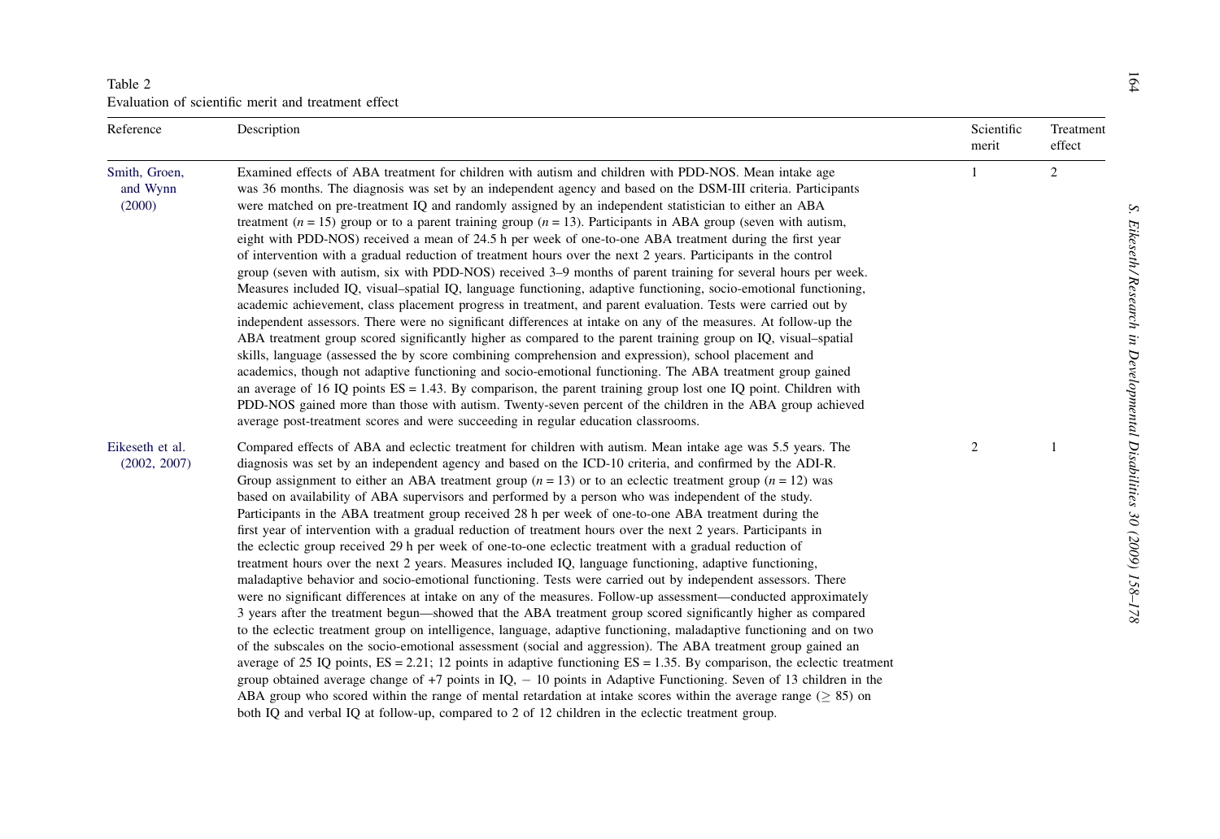Table 2
Evaluation of scientific merit and treatment effect

| Reference | Description | Scientific merit | Treatment effect |
|---|---|---|---|
| Smith, Groen, and Wynn (2000) | Examined effects of ABA treatment for children with autism and children with PDD-NOS. Mean intake age was 36 months. The diagnosis was set by an independent agency and based on the DSM-III criteria. Participants were matched on pre-treatment IQ and randomly assigned by an independent statistician to either an ABA treatment ($n = 15$) group or to a parent training group ($n = 13$). Participants in ABA group (seven with autism, eight with PDD-NOS) received a mean of 24.5 h per week of one-to-one ABA treatment during the first year of intervention with a gradual reduction of treatment hours over the next 2 years. Participants in the control group (seven with autism, six with PDD-NOS) received 3–9 months of parent training for several hours per week. Measures included IQ, visual–spatial IQ, language functioning, adaptive functioning, socio-emotional functioning, academic achievement, class placement progress in treatment, and parent evaluation. Tests were carried out by independent assessors. There were no significant differences at intake on any of the measures. At follow-up the ABA treatment group scored significantly higher as compared to the parent training group on IQ, visual–spatial skills, language (assessed the by score combining comprehension and expression), school placement and academics, though not adaptive functioning and socio-emotional functioning. The ABA treatment group gained an average of 16 IQ points ES = 1.43. By comparison, the parent training group lost one IQ point. Children with PDD-NOS gained more than those with autism. Twenty-seven percent of the children in the ABA group achieved average post-treatment scores and were succeeding in regular education classrooms. | 1 | 2 |
| Eikeseth et al. (2002, 2007) | Compared effects of ABA and eclectic treatment for children with autism. Mean intake age was 5.5 years. The diagnosis was set by an independent agency and based on the ICD-10 criteria, and confirmed by the ADI-R. Group assignment to either an ABA treatment group ($n = 13$) or to an eclectic treatment group ($n = 12$) was based on availability of ABA supervisors and performed by a person who was independent of the study. Participants in the ABA treatment group received 28 h per week of one-to-one ABA treatment during the first year of intervention with a gradual reduction of treatment hours over the next 2 years. Participants in the eclectic group received 29 h per week of one-to-one eclectic treatment with a gradual reduction of treatment hours over the next 2 years. Measures included IQ, language functioning, adaptive functioning, maladaptive behavior and socio-emotional functioning. Tests were carried out by independent assessors. There were no significant differences at intake on any of the measures. Follow-up assessment—conducted approximately 3 years after the treatment begun—showed that the ABA treatment group scored significantly higher as compared to the eclectic treatment group on intelligence, language, adaptive functioning, maladaptive functioning and on two of the subscales on the socio-emotional assessment (social and aggression). The ABA treatment group gained an average of 25 IQ points, ES = 2.21; 12 points in adaptive functioning ES = 1.35. By comparison, the eclectic treatment group obtained average change of +7 points in IQ, − 10 points in Adaptive Functioning. Seven of 13 children in the ABA group who scored within the range of mental retardation at intake scores within the average range ($\geq$ 85) on both IQ and verbal IQ at follow-up, compared to 2 of 12 children in the eclectic treatment group. | 2 | 1 |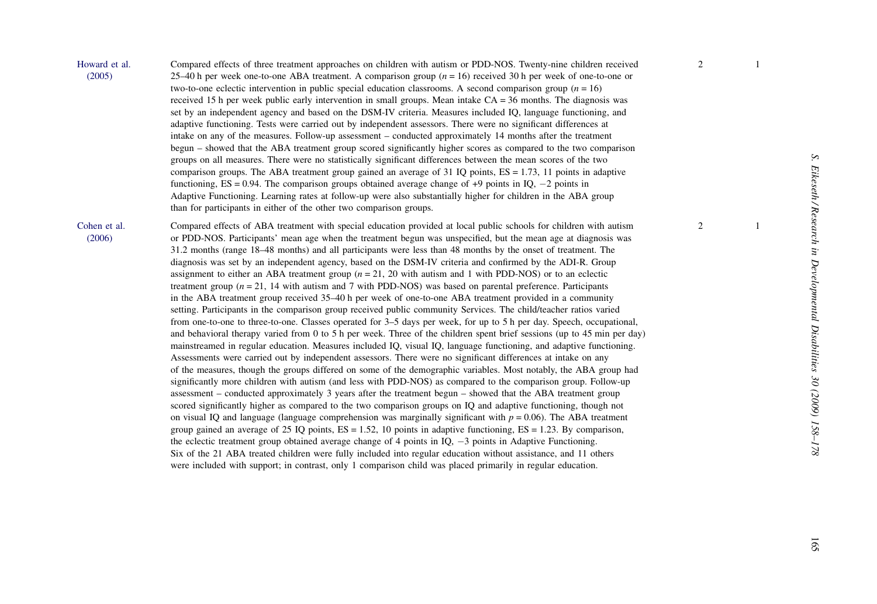| | | | |
|---|---|---|---|
| Howard et al. (2005) | Compared effects of three treatment approaches on children with autism or PDD-NOS. Twenty-nine children received 25–40 h per week one-to-one ABA treatment. A comparison group ($n = 16$) received 30 h per week of one-to-one or two-to-one eclectic intervention in public special education classrooms. A second comparison group ($n = 16$) received 15 h per week public early intervention in small groups. Mean intake CA = 36 months. The diagnosis was set by an independent agency and based on the DSM-IV criteria. Measures included IQ, language functioning, and adaptive functioning. Tests were carried out by independent assessors. There were no significant differences at intake on any of the measures. Follow-up assessment – conducted approximately 14 months after the treatment begun – showed that the ABA treatment group scored significantly higher scores as compared to the two comparison groups on all measures. There were no statistically significant differences between the mean scores of the two comparison groups. The ABA treatment group gained an average of 31 IQ points, ES = 1.73, 11 points in adaptive functioning, ES = 0.94. The comparison groups obtained average change of +9 points in IQ, −2 points in Adaptive Functioning. Learning rates at follow-up were also substantially higher for children in the ABA group than for participants in either of the other two comparison groups. | 2 | 1 |
| Cohen et al. (2006) | Compared effects of ABA treatment with special education provided at local public schools for children with autism or PDD-NOS. Participants' mean age when the treatment begun was unspecified, but the mean age at diagnosis was 31.2 months (range 18–48 months) and all participants were less than 48 months by the onset of treatment. The diagnosis was set by an independent agency, based on the DSM-IV criteria and confirmed by the ADI-R. Group assignment to either an ABA treatment group ($n = 21$, 20 with autism and 1 with PDD-NOS) or to an eclectic treatment group ($n = 21$, 14 with autism and 7 with PDD-NOS) was based on parental preference. Participants in the ABA treatment group received 35–40 h per week of one-to-one ABA treatment provided in a community setting. Participants in the comparison group received public community Services. The child/teacher ratios varied from one-to-one to three-to-one. Classes operated for 3–5 days per week, for up to 5 h per day. Speech, occupational, and behavioral therapy varied from 0 to 5 h per week. Three of the children spent brief sessions (up to 45 min per day) mainstreamed in regular education. Measures included IQ, visual IQ, language functioning, and adaptive functioning. Assessments were carried out by independent assessors. There were no significant differences at intake on any of the measures, though the groups differed on some of the demographic variables. Most notably, the ABA group had significantly more children with autism (and less with PDD-NOS) as compared to the comparison group. Follow-up assessment – conducted approximately 3 years after the treatment begun – showed that the ABA treatment group scored significantly higher as compared to the two comparison groups on IQ and adaptive functioning, though not on visual IQ and language (language comprehension was marginally significant with $p = 0.06$). The ABA treatment group gained an average of 25 IQ points, ES = 1.52, 10 points in adaptive functioning, ES = 1.23. By comparison, the eclectic treatment group obtained average change of 4 points in IQ, −3 points in Adaptive Functioning. Six of the 21 ABA treated children were fully included into regular education without assistance, and 11 others were included with support; in contrast, only 1 comparison child was placed primarily in regular education. | 2 | 1 |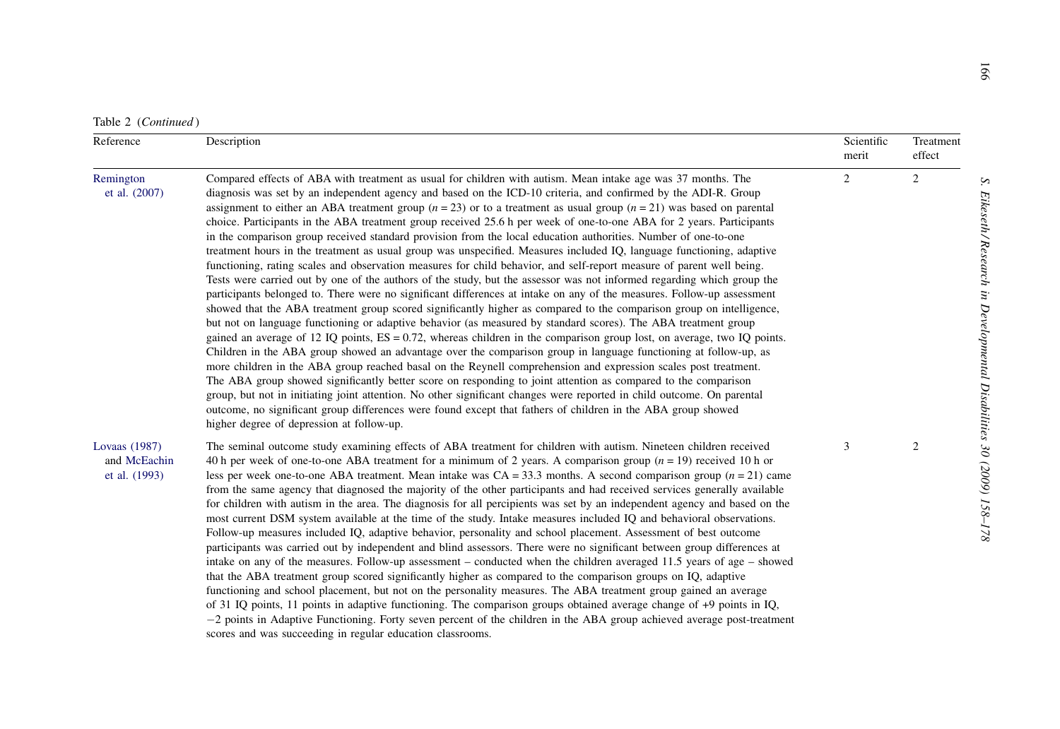Table 2 (*Continued*)

| Reference | Description | Scientific merit | Treatment effect |
|---|---|---|---|
| Remington et al. (2007) | Compared effects of ABA with treatment as usual for children with autism. Mean intake age was 37 months. The diagnosis was set by an independent agency and based on the ICD-10 criteria, and confirmed by the ADI-R. Group assignment to either an ABA treatment group ($n = 23$) or to a treatment as usual group ($n = 21$) was based on parental choice. Participants in the ABA treatment group received 25.6 h per week of one-to-one ABA for 2 years. Participants in the comparison group received standard provision from the local education authorities. Number of one-to-one treatment hours in the treatment as usual group was unspecified. Measures included IQ, language functioning, adaptive functioning, rating scales and observation measures for child behavior, and self-report measure of parent well being. Tests were carried out by one of the authors of the study, but the assessor was not informed regarding which group the participants belonged to. There were no significant differences at intake on any of the measures. Follow-up assessment showed that the ABA treatment group scored significantly higher as compared to the comparison group on intelligence, but not on language functioning or adaptive behavior (as measured by standard scores). The ABA treatment group gained an average of 12 IQ points, ES = 0.72, whereas children in the comparison group lost, on average, two IQ points. Children in the ABA group showed an advantage over the comparison group in language functioning at follow-up, as more children in the ABA group reached basal on the Reynell comprehension and expression scales post treatment. The ABA group showed significantly better score on responding to joint attention as compared to the comparison group, but not in initiating joint attention. No other significant changes were reported in child outcome. On parental outcome, no significant group differences were found except that fathers of children in the ABA group showed higher degree of depression at follow-up. | 2 | 2 |
| Lovaas (1987) and McEachin et al. (1993) | The seminal outcome study examining effects of ABA treatment for children with autism. Nineteen children received 40 h per week of one-to-one ABA treatment for a minimum of 2 years. A comparison group ($n = 19$) received 10 h or less per week one-to-one ABA treatment. Mean intake was CA = 33.3 months. A second comparison group ($n = 21$) came from the same agency that diagnosed the majority of the other participants and had received services generally available for children with autism in the area. The diagnosis for all percipients was set by an independent agency and based on the most current DSM system available at the time of the study. Intake measures included IQ and behavioral observations. Follow-up measures included IQ, adaptive behavior, personality and school placement. Assessment of best outcome participants was carried out by independent and blind assessors. There were no significant between group differences at intake on any of the measures. Follow-up assessment – conducted when the children averaged 11.5 years of age – showed that the ABA treatment group scored significantly higher as compared to the comparison groups on IQ, adaptive functioning and school placement, but not on the personality measures. The ABA treatment group gained an average of 31 IQ points, 11 points in adaptive functioning. The comparison groups obtained average change of +9 points in IQ, −2 points in Adaptive Functioning. Forty seven percent of the children in the ABA group achieved average post-treatment scores and was succeeding in regular education classrooms. | 3 | 2 |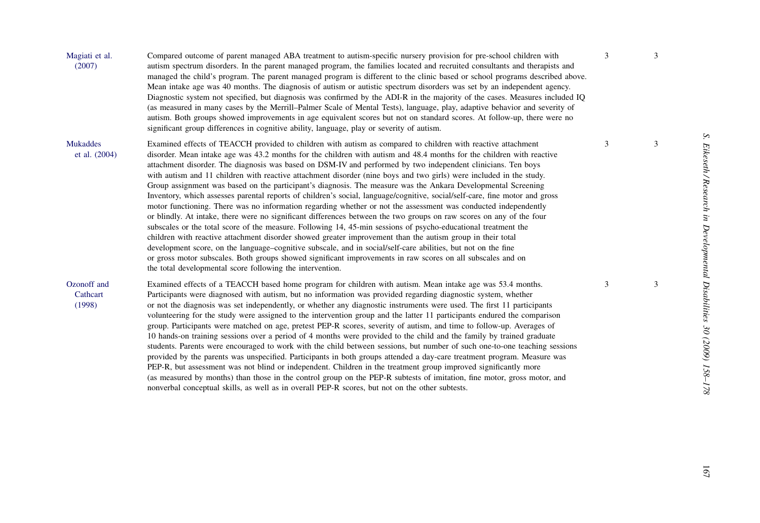| | | | |
|---|---|---|---|
| Magiati et al. (2007) | Compared outcome of parent managed ABA treatment to autism-specific nursery provision for pre-school children with autism spectrum disorders. In the parent managed program, the families located and recruited consultants and therapists and managed the child's program. The parent managed program is different to the clinic based or school programs described above. Mean intake age was 40 months. The diagnosis of autism or autistic spectrum disorders was set by an independent agency. Diagnostic system not specified, but diagnosis was confirmed by the ADI-R in the majority of the cases. Measures included IQ (as measured in many cases by the Merrill–Palmer Scale of Mental Tests), language, play, adaptive behavior and severity of autism. Both groups showed improvements in age equivalent scores but not on standard scores. At follow-up, there were no significant group differences in cognitive ability, language, play or severity of autism. | 3 | 3 |
| Mukaddes et al. (2004) | Examined effects of TEACCH provided to children with autism as compared to children with reactive attachment disorder. Mean intake age was 43.2 months for the children with autism and 48.4 months for the children with reactive attachment disorder. The diagnosis was based on DSM-IV and performed by two independent clinicians. Ten boys with autism and 11 children with reactive attachment disorder (nine boys and two girls) were included in the study. Group assignment was based on the participant's diagnosis. The measure was the Ankara Developmental Screening Inventory, which assesses parental reports of children's social, language/cognitive, social/self-care, fine motor and gross motor functioning. There was no information regarding whether or not the assessment was conducted independently or blindly. At intake, there were no significant differences between the two groups on raw scores on any of the four subscales or the total score of the measure. Following 14, 45-min sessions of psycho-educational treatment the children with reactive attachment disorder showed greater improvement than the autism group in their total development score, on the language–cognitive subscale, and in social/self-care abilities, but not on the fine or gross motor subscales. Both groups showed significant improvements in raw scores on all subscales and on the total developmental score following the intervention. | 3 | 3 |
| Ozonoff and Cathcart (1998) | Examined effects of a TEACCH based home program for children with autism. Mean intake age was 53.4 months. Participants were diagnosed with autism, but no information was provided regarding diagnostic system, whether or not the diagnosis was set independently, or whether any diagnostic instruments were used. The first 11 participants volunteering for the study were assigned to the intervention group and the latter 11 participants endured the comparison group. Participants were matched on age, pretest PEP-R scores, severity of autism, and time to follow-up. Averages of 10 hands-on training sessions over a period of 4 months were provided to the child and the family by trained graduate students. Parents were encouraged to work with the child between sessions, but number of such one-to-one teaching sessions provided by the parents was unspecified. Participants in both groups attended a day-care treatment program. Measure was PEP-R, but assessment was not blind or independent. Children in the treatment group improved significantly more (as measured by months) than those in the control group on the PEP-R subtests of imitation, fine motor, gross motor, and nonverbal conceptual skills, as well as in overall PEP-R scores, but not on the other subtests. | 3 | 3 |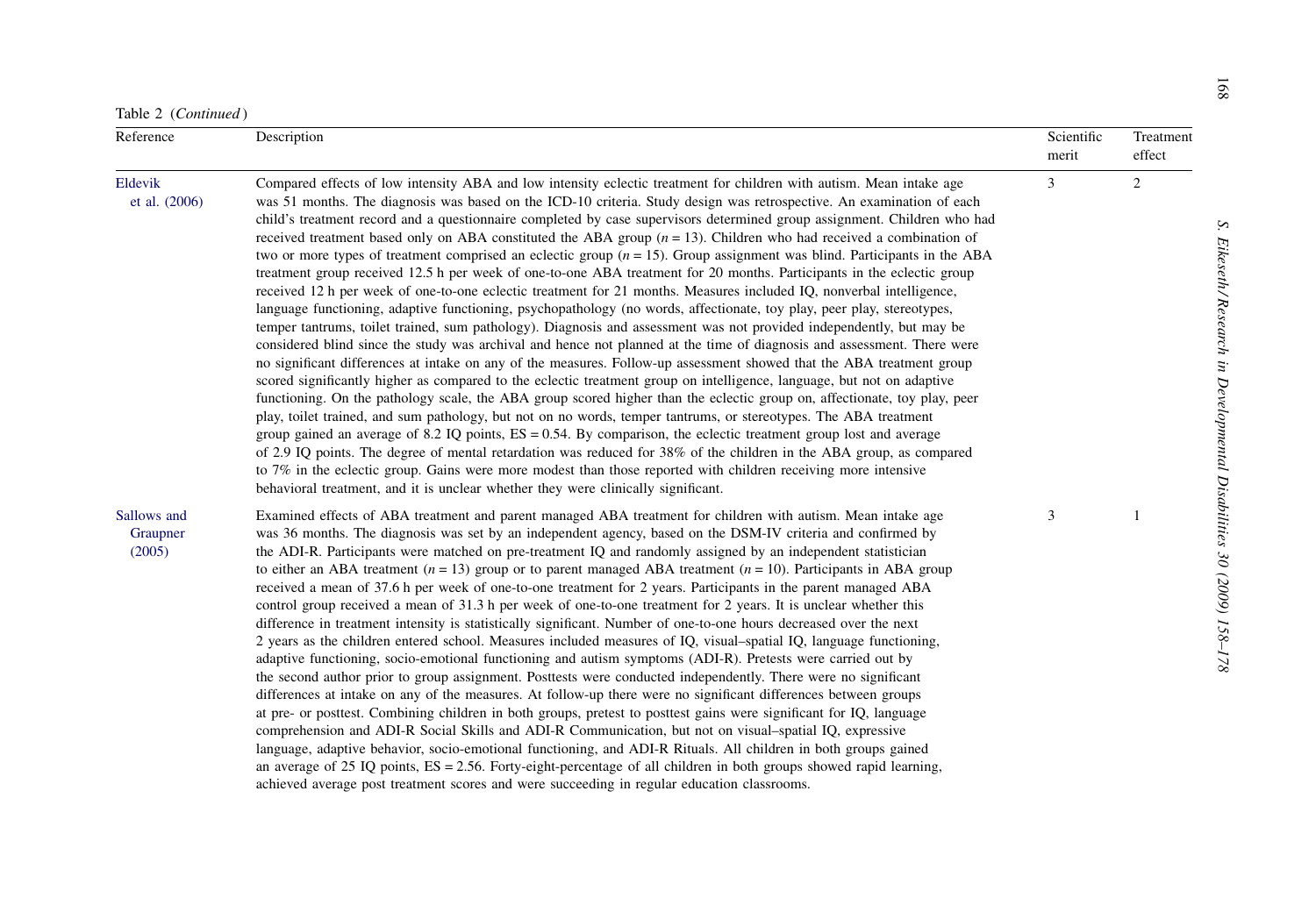Table 2 (*Continued*)

| Reference | Description | Scientific merit | Treatment effect |
|---|---|---|---|
| Eldevik et al. (2006) | Compared effects of low intensity ABA and low intensity eclectic treatment for children with autism. Mean intake age was 51 months. The diagnosis was based on the ICD-10 criteria. Study design was retrospective. An examination of each child's treatment record and a questionnaire completed by case supervisors determined group assignment. Children who had received treatment based only on ABA constituted the ABA group ($n = 13$). Children who had received a combination of two or more types of treatment comprised an eclectic group ($n = 15$). Group assignment was blind. Participants in the ABA treatment group received 12.5 h per week of one-to-one ABA treatment for 20 months. Participants in the eclectic group received 12 h per week of one-to-one eclectic treatment for 21 months. Measures included IQ, nonverbal intelligence, language functioning, adaptive functioning, psychopathology (no words, affectionate, toy play, peer play, stereotypes, temper tantrums, toilet trained, sum pathology). Diagnosis and assessment was not provided independently, but may be considered blind since the study was archival and hence not planned at the time of diagnosis and assessment. There were no significant differences at intake on any of the measures. Follow-up assessment showed that the ABA treatment group scored significantly higher as compared to the eclectic treatment group on intelligence, language, but not on adaptive functioning. On the pathology scale, the ABA group scored higher than the eclectic group on, affectionate, toy play, peer play, toilet trained, and sum pathology, but not on no words, temper tantrums, or stereotypes. The ABA treatment group gained an average of 8.2 IQ points, ES = 0.54. By comparison, the eclectic treatment group lost and average of 2.9 IQ points. The degree of mental retardation was reduced for 38% of the children in the ABA group, as compared to 7% in the eclectic group. Gains were more modest than those reported with children receiving more intensive behavioral treatment, and it is unclear whether they were clinically significant. | 3 | 2 |
| Sallows and Graupner (2005) | Examined effects of ABA treatment and parent managed ABA treatment for children with autism. Mean intake age was 36 months. The diagnosis was set by an independent agency, based on the DSM-IV criteria and confirmed by the ADI-R. Participants were matched on pre-treatment IQ and randomly assigned by an independent statistician to either an ABA treatment ($n = 13$) group or to parent managed ABA treatment ($n = 10$). Participants in ABA group received a mean of 37.6 h per week of one-to-one treatment for 2 years. Participants in the parent managed ABA control group received a mean of 31.3 h per week of one-to-one treatment for 2 years. It is unclear whether this difference in treatment intensity is statistically significant. Number of one-to-one hours decreased over the next 2 years as the children entered school. Measures included measures of IQ, visual–spatial IQ, language functioning, adaptive functioning, socio-emotional functioning and autism symptoms (ADI-R). Pretests were carried out by the second author prior to group assignment. Posttests were conducted independently. There were no significant differences at intake on any of the measures. At follow-up there were no significant differences between groups at pre- or posttest. Combining children in both groups, pretest to posttest gains were significant for IQ, language comprehension and ADI-R Social Skills and ADI-R Communication, but not on visual–spatial IQ, expressive language, adaptive behavior, socio-emotional functioning, and ADI-R Rituals. All children in both groups gained an average of 25 IQ points, ES = 2.56. Forty-eight-percentage of all children in both groups showed rapid learning, achieved average post treatment scores and were succeeding in regular education classrooms. | 3 | 1 |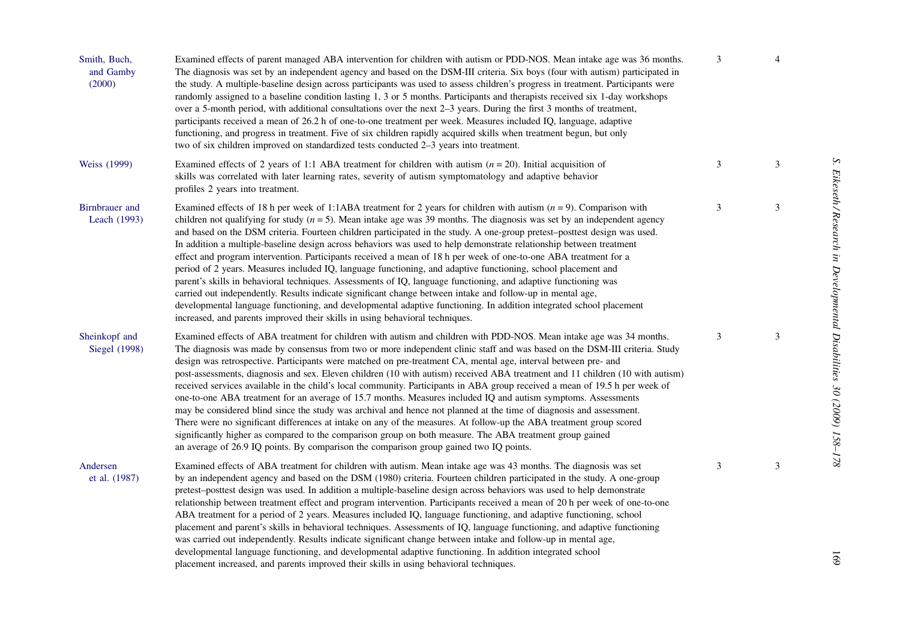| | | | |
|---|---|---|---|
| Smith, Buch, and Gamby (2000) | Examined effects of parent managed ABA intervention for children with autism or PDD-NOS. Mean intake age was 36 months. The diagnosis was set by an independent agency and based on the DSM-III criteria. Six boys (four with autism) participated in the study. A multiple-baseline design across participants was used to assess children's progress in treatment. Participants were randomly assigned to a baseline condition lasting 1, 3 or 5 months. Participants and therapists received six 1-day workshops over a 5-month period, with additional consultations over the next 2–3 years. During the first 3 months of treatment, participants received a mean of 26.2 h of one-to-one treatment per week. Measures included IQ, language, adaptive functioning, and progress in treatment. Five of six children rapidly acquired skills when treatment begun, but only two of six children improved on standardized tests conducted 2–3 years into treatment. | 3 | 4 |
| Weiss (1999) | Examined effects of 2 years of 1:1 ABA treatment for children with autism ($n = 20$). Initial acquisition of skills was correlated with later learning rates, severity of autism symptomatology and adaptive behavior profiles 2 years into treatment. | 3 | 3 |
| Birnbrauer and Leach (1993) | Examined effects of 18 h per week of 1:1ABA treatment for 2 years for children with autism ($n = 9$). Comparison with children not qualifying for study ($n = 5$). Mean intake age was 39 months. The diagnosis was set by an independent agency and based on the DSM criteria. Fourteen children participated in the study. A one-group pretest–posttest design was used. In addition a multiple-baseline design across behaviors was used to help demonstrate relationship between treatment effect and program intervention. Participants received a mean of 18 h per week of one-to-one ABA treatment for a period of 2 years. Measures included IQ, language functioning, and adaptive functioning, school placement and parent's skills in behavioral techniques. Assessments of IQ, language functioning, and adaptive functioning was carried out independently. Results indicate significant change between intake and follow-up in mental age, developmental language functioning, and developmental adaptive functioning. In addition integrated school placement increased, and parents improved their skills in using behavioral techniques. | 3 | 3 |
| Sheinkopf and Siegel (1998) | Examined effects of ABA treatment for children with autism and children with PDD-NOS. Mean intake age was 34 months. The diagnosis was made by consensus from two or more independent clinic staff and was based on the DSM-III criteria. Study design was retrospective. Participants were matched on pre-treatment CA, mental age, interval between pre- and post-assessments, diagnosis and sex. Eleven children (10 with autism) received ABA treatment and 11 children (10 with autism) received services available in the child's local community. Participants in ABA group received a mean of 19.5 h per week of one-to-one ABA treatment for an average of 15.7 months. Measures included IQ and autism symptoms. Assessments may be considered blind since the study was archival and hence not planned at the time of diagnosis and assessment. There were no significant differences at intake on any of the measures. At follow-up the ABA treatment group scored significantly higher as compared to the comparison group on both measure. The ABA treatment group gained an average of 26.9 IQ points. By comparison the comparison group gained two IQ points. | 3 | 3 |
| Andersen et al. (1987) | Examined effects of ABA treatment for children with autism. Mean intake age was 43 months. The diagnosis was set by an independent agency and based on the DSM (1980) criteria. Fourteen children participated in the study. A one-group pretest–posttest design was used. In addition a multiple-baseline design across behaviors was used to help demonstrate relationship between treatment effect and program intervention. Participants received a mean of 20 h per week of one-to-one ABA treatment for a period of 2 years. Measures included IQ, language functioning, and adaptive functioning, school placement and parent's skills in behavioral techniques. Assessments of IQ, language functioning, and adaptive functioning was carried out independently. Results indicate significant change between intake and follow-up in mental age, developmental language functioning, and developmental adaptive functioning. In addition integrated school placement increased, and parents improved their skills in using behavioral techniques. | 3 | 3 |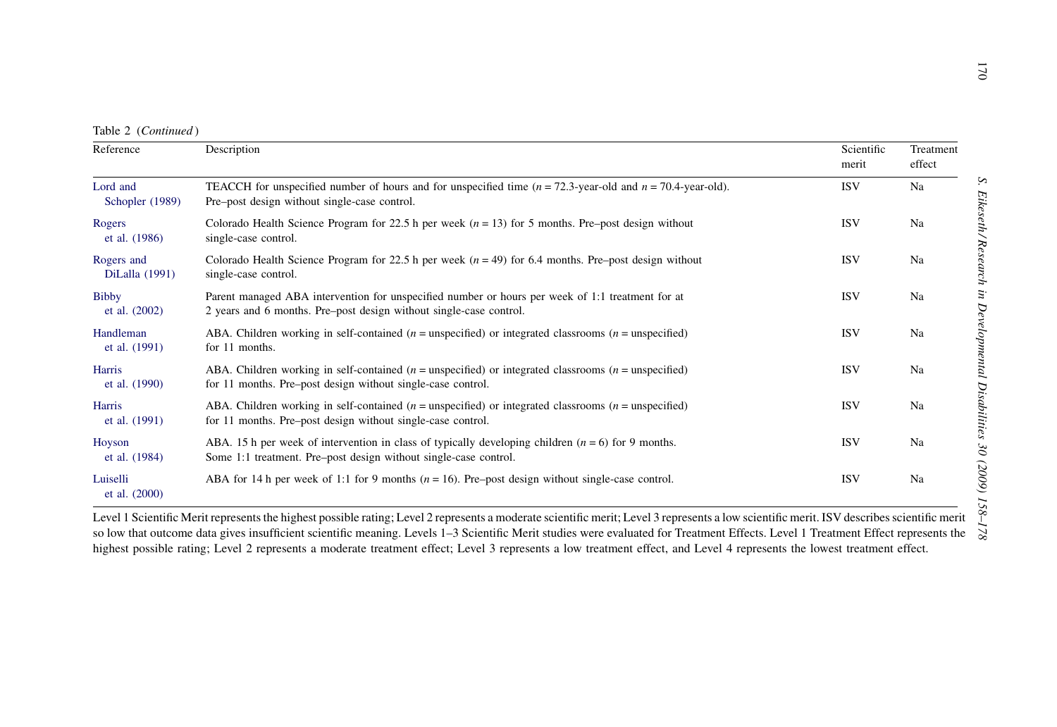Table 2 (*Continued*)

| Reference | Description | Scientific merit | Treatment effect |
| --- | --- | --- | --- |
| Lord and Schopler (1989) | TEACCH for unspecified number of hours and for unspecified time ($n$ = 72.3-year-old and $n$ = 70.4-year-old). Pre–post design without single-case control. | ISV | Na |
| Rogers et al. (1986) | Colorado Health Science Program for 22.5 h per week ($n$ = 13) for 5 months. Pre–post design without single-case control. | ISV | Na |
| Rogers and DiLalla (1991) | Colorado Health Science Program for 22.5 h per week ($n$ = 49) for 6.4 months. Pre–post design without single-case control. | ISV | Na |
| Bibby et al. (2002) | Parent managed ABA intervention for unspecified number or hours per week of 1:1 treatment for at 2 years and 6 months. Pre–post design without single-case control. | ISV | Na |
| Handleman et al. (1991) | ABA. Children working in self-contained ($n$ = unspecified) or integrated classrooms ($n$ = unspecified) for 11 months. | ISV | Na |
| Harris et al. (1990) | ABA. Children working in self-contained ($n$ = unspecified) or integrated classrooms ($n$ = unspecified) for 11 months. Pre–post design without single-case control. | ISV | Na |
| Harris et al. (1991) | ABA. Children working in self-contained ($n$ = unspecified) or integrated classrooms ($n$ = unspecified) for 11 months. Pre–post design without single-case control. | ISV | Na |
| Hoyson et al. (1984) | ABA. 15 h per week of intervention in class of typically developing children ($n$ = 6) for 9 months. Some 1:1 treatment. Pre–post design without single-case control. | ISV | Na |
| Luiselli et al. (2000) | ABA for 14 h per week of 1:1 for 9 months ($n$ = 16). Pre–post design without single-case control. | ISV | Na |

Level 1 Scientific Merit represents the highest possible rating; Level 2 represents a moderate scientific merit; Level 3 represents a low scientific merit. ISV describes scientific merit so low that outcome data gives insufficient scientific meaning. Levels 1–3 Scientific Merit studies were evaluated for Treatment Effects. Level 1 Treatment Effect represents the highest possible rating; Level 2 represents a moderate treatment effect; Level 3 represents a low treatment effect, and Level 4 represents the lowest treatment effect.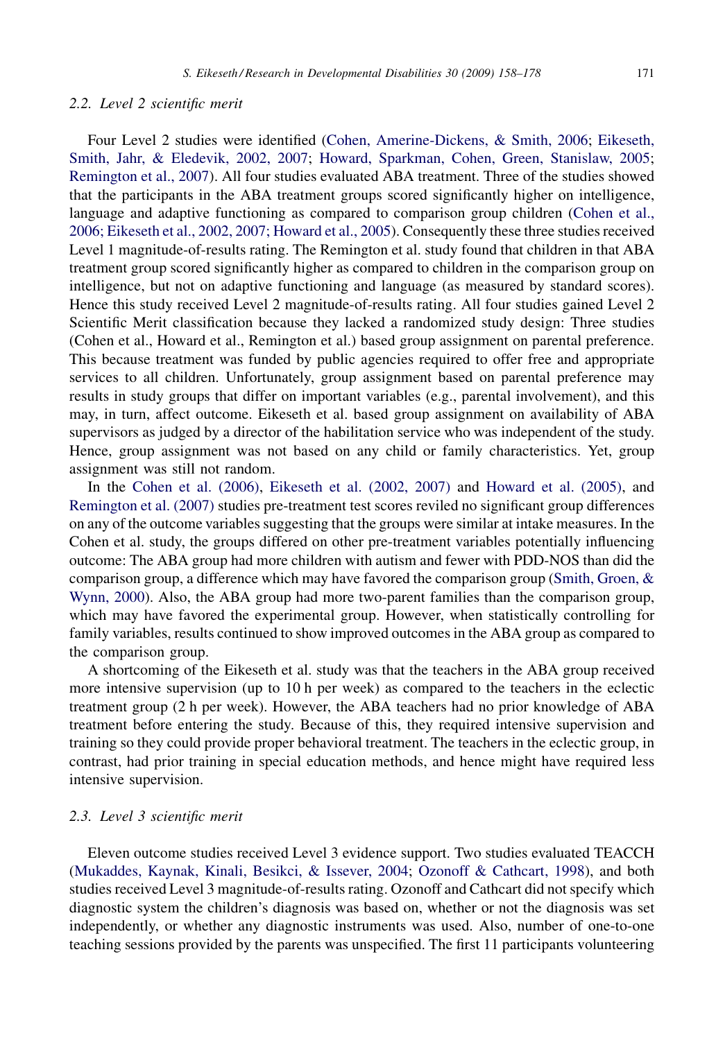### 2.2. Level 2 scientific merit

Four Level 2 studies were identified (Cohen, Amerine-Dickens, & Smith, 2006; Eikeseth, Smith, Jahr, & Eledevik, 2002, 2007; Howard, Sparkman, Cohen, Green, Stanislaw, 2005; Remington et al., 2007). All four studies evaluated ABA treatment. Three of the studies showed that the participants in the ABA treatment groups scored significantly higher on intelligence, language and adaptive functioning as compared to comparison group children (Cohen et al., 2006; Eikeseth et al., 2002, 2007; Howard et al., 2005). Consequently these three studies received Level 1 magnitude-of-results rating. The Remington et al. study found that children in that ABA treatment group scored significantly higher as compared to children in the comparison group on intelligence, but not on adaptive functioning and language (as measured by standard scores). Hence this study received Level 2 magnitude-of-results rating. All four studies gained Level 2 Scientific Merit classification because they lacked a randomized study design: Three studies (Cohen et al., Howard et al., Remington et al.) based group assignment on parental preference. This because treatment was funded by public agencies required to offer free and appropriate services to all children. Unfortunately, group assignment based on parental preference may results in study groups that differ on important variables (e.g., parental involvement), and this may, in turn, affect outcome. Eikeseth et al. based group assignment on availability of ABA supervisors as judged by a director of the habilitation service who was independent of the study. Hence, group assignment was not based on any child or family characteristics. Yet, group assignment was still not random.

In the Cohen et al. (2006), Eikeseth et al. (2002, 2007) and Howard et al. (2005), and Remington et al. (2007) studies pre-treatment test scores reviled no significant group differences on any of the outcome variables suggesting that the groups were similar at intake measures. In the Cohen et al. study, the groups differed on other pre-treatment variables potentially influencing outcome: The ABA group had more children with autism and fewer with PDD-NOS than did the comparison group, a difference which may have favored the comparison group (Smith, Groen, & Wynn, 2000). Also, the ABA group had more two-parent families than the comparison group, which may have favored the experimental group. However, when statistically controlling for family variables, results continued to show improved outcomes in the ABA group as compared to the comparison group.

A shortcoming of the Eikeseth et al. study was that the teachers in the ABA group received more intensive supervision (up to 10 h per week) as compared to the teachers in the eclectic treatment group (2 h per week). However, the ABA teachers had no prior knowledge of ABA treatment before entering the study. Because of this, they required intensive supervision and training so they could provide proper behavioral treatment. The teachers in the eclectic group, in contrast, had prior training in special education methods, and hence might have required less intensive supervision.

### 2.3. Level 3 scientific merit

Eleven outcome studies received Level 3 evidence support. Two studies evaluated TEACCH (Mukaddes, Kaynak, Kinali, Besikci, & Issever, 2004; Ozonoff & Cathcart, 1998), and both studies received Level 3 magnitude-of-results rating. Ozonoff and Cathcart did not specify which diagnostic system the children's diagnosis was based on, whether or not the diagnosis was set independently, or whether any diagnostic instruments was used. Also, number of one-to-one teaching sessions provided by the parents was unspecified. The first 11 participants volunteering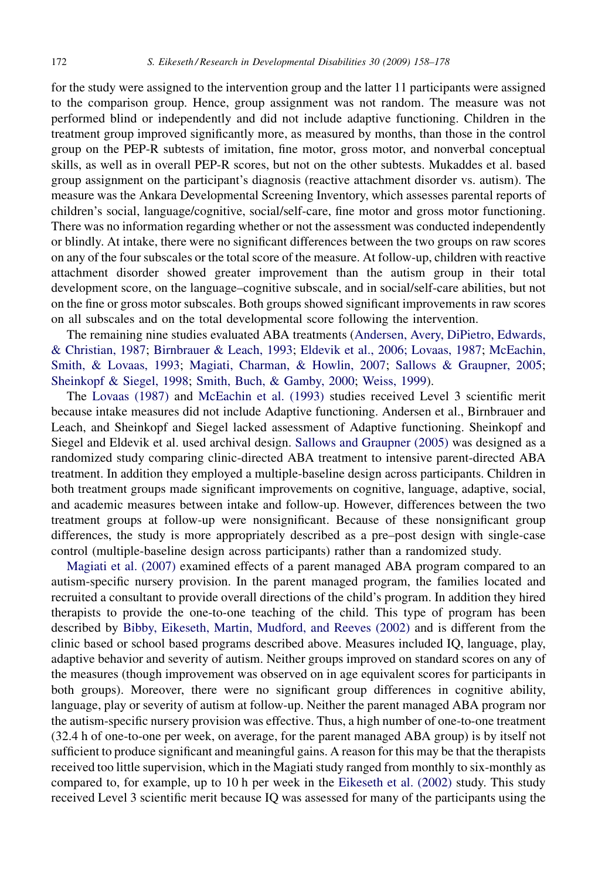for the study were assigned to the intervention group and the latter 11 participants were assigned to the comparison group. Hence, group assignment was not random. The measure was not performed blind or independently and did not include adaptive functioning. Children in the treatment group improved significantly more, as measured by months, than those in the control group on the PEP-R subtests of imitation, fine motor, gross motor, and nonverbal conceptual skills, as well as in overall PEP-R scores, but not on the other subtests. Mukaddes et al. based group assignment on the participant's diagnosis (reactive attachment disorder vs. autism). The measure was the Ankara Developmental Screening Inventory, which assesses parental reports of children's social, language/cognitive, social/self-care, fine motor and gross motor functioning. There was no information regarding whether or not the assessment was conducted independently or blindly. At intake, there were no significant differences between the two groups on raw scores on any of the four subscales or the total score of the measure. At follow-up, children with reactive attachment disorder showed greater improvement than the autism group in their total development score, on the language–cognitive subscale, and in social/self-care abilities, but not on the fine or gross motor subscales. Both groups showed significant improvements in raw scores on all subscales and on the total developmental score following the intervention.

The remaining nine studies evaluated ABA treatments (Andersen, Avery, DiPietro, Edwards, & Christian, 1987; Birnbrauer & Leach, 1993; Eldevik et al., 2006; Lovaas, 1987; McEachin, Smith, & Lovaas, 1993; Magiati, Charman, & Howlin, 2007; Sallows & Graupner, 2005; Sheinkopf & Siegel, 1998; Smith, Buch, & Gamby, 2000; Weiss, 1999).

The Lovaas (1987) and McEachin et al. (1993) studies received Level 3 scientific merit because intake measures did not include Adaptive functioning. Andersen et al., Birnbrauer and Leach, and Sheinkopf and Siegel lacked assessment of Adaptive functioning. Sheinkopf and Siegel and Eldevik et al. used archival design. Sallows and Graupner (2005) was designed as a randomized study comparing clinic-directed ABA treatment to intensive parent-directed ABA treatment. In addition they employed a multiple-baseline design across participants. Children in both treatment groups made significant improvements on cognitive, language, adaptive, social, and academic measures between intake and follow-up. However, differences between the two treatment groups at follow-up were nonsignificant. Because of these nonsignificant group differences, the study is more appropriately described as a pre–post design with single-case control (multiple-baseline design across participants) rather than a randomized study.

Magiati et al. (2007) examined effects of a parent managed ABA program compared to an autism-specific nursery provision. In the parent managed program, the families located and recruited a consultant to provide overall directions of the child's program. In addition they hired therapists to provide the one-to-one teaching of the child. This type of program has been described by Bibby, Eikeseth, Martin, Mudford, and Reeves (2002) and is different from the clinic based or school based programs described above. Measures included IQ, language, play, adaptive behavior and severity of autism. Neither groups improved on standard scores on any of the measures (though improvement was observed on in age equivalent scores for participants in both groups). Moreover, there were no significant group differences in cognitive ability, language, play or severity of autism at follow-up. Neither the parent managed ABA program nor the autism-specific nursery provision was effective. Thus, a high number of one-to-one treatment (32.4 h of one-to-one per week, on average, for the parent managed ABA group) is by itself not sufficient to produce significant and meaningful gains. A reason for this may be that the therapists received too little supervision, which in the Magiati study ranged from monthly to six-monthly as compared to, for example, up to 10 h per week in the Eikeseth et al. (2002) study. This study received Level 3 scientific merit because IQ was assessed for many of the participants using the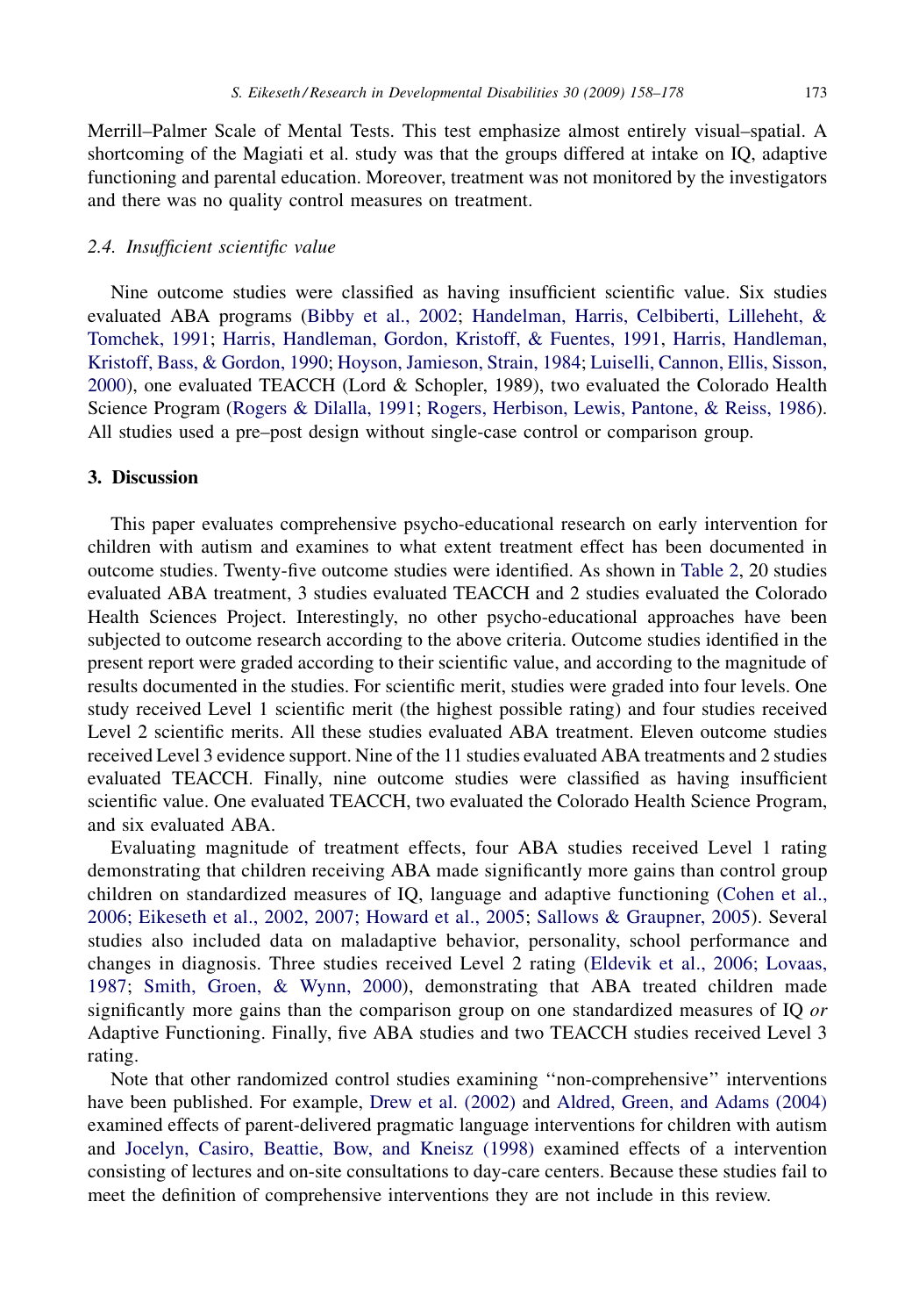Merrill–Palmer Scale of Mental Tests. This test emphasize almost entirely visual–spatial. A shortcoming of the Magiati et al. study was that the groups differed at intake on IQ, adaptive functioning and parental education. Moreover, treatment was not monitored by the investigators and there was no quality control measures on treatment.

### 2.4. *Insufficient scientific value*

Nine outcome studies were classified as having insufficient scientific value. Six studies evaluated ABA programs (Bibby et al., 2002; Handelman, Harris, Celbiberti, Lilleheht, & Tomchek, 1991; Harris, Handleman, Gordon, Kristoff, & Fuentes, 1991, Harris, Handleman, Kristoff, Bass, & Gordon, 1990; Hoyson, Jamieson, Strain, 1984; Luiselli, Cannon, Ellis, Sisson, 2000), one evaluated TEACCH (Lord & Schopler, 1989), two evaluated the Colorado Health Science Program (Rogers & Dilalla, 1991; Rogers, Herbison, Lewis, Pantone, & Reiss, 1986). All studies used a pre–post design without single-case control or comparison group.

## 3. Discussion

This paper evaluates comprehensive psycho-educational research on early intervention for children with autism and examines to what extent treatment effect has been documented in outcome studies. Twenty-five outcome studies were identified. As shown in Table 2, 20 studies evaluated ABA treatment, 3 studies evaluated TEACCH and 2 studies evaluated the Colorado Health Sciences Project. Interestingly, no other psycho-educational approaches have been subjected to outcome research according to the above criteria. Outcome studies identified in the present report were graded according to their scientific value, and according to the magnitude of results documented in the studies. For scientific merit, studies were graded into four levels. One study received Level 1 scientific merit (the highest possible rating) and four studies received Level 2 scientific merits. All these studies evaluated ABA treatment. Eleven outcome studies received Level 3 evidence support. Nine of the 11 studies evaluated ABA treatments and 2 studies evaluated TEACCH. Finally, nine outcome studies were classified as having insufficient scientific value. One evaluated TEACCH, two evaluated the Colorado Health Science Program, and six evaluated ABA.

Evaluating magnitude of treatment effects, four ABA studies received Level 1 rating demonstrating that children receiving ABA made significantly more gains than control group children on standardized measures of IQ, language and adaptive functioning (Cohen et al., 2006; Eikeseth et al., 2002, 2007; Howard et al., 2005; Sallows & Graupner, 2005). Several studies also included data on maladaptive behavior, personality, school performance and changes in diagnosis. Three studies received Level 2 rating (Eldevik et al., 2006; Lovaas, 1987; Smith, Groen, & Wynn, 2000), demonstrating that ABA treated children made significantly more gains than the comparison group on one standardized measures of IQ *or* Adaptive Functioning. Finally, five ABA studies and two TEACCH studies received Level 3 rating.

Note that other randomized control studies examining ''non-comprehensive'' interventions have been published. For example, Drew et al. (2002) and Aldred, Green, and Adams (2004) examined effects of parent-delivered pragmatic language interventions for children with autism and Jocelyn, Casiro, Beattie, Bow, and Kneisz (1998) examined effects of a intervention consisting of lectures and on-site consultations to day-care centers. Because these studies fail to meet the definition of comprehensive interventions they are not include in this review.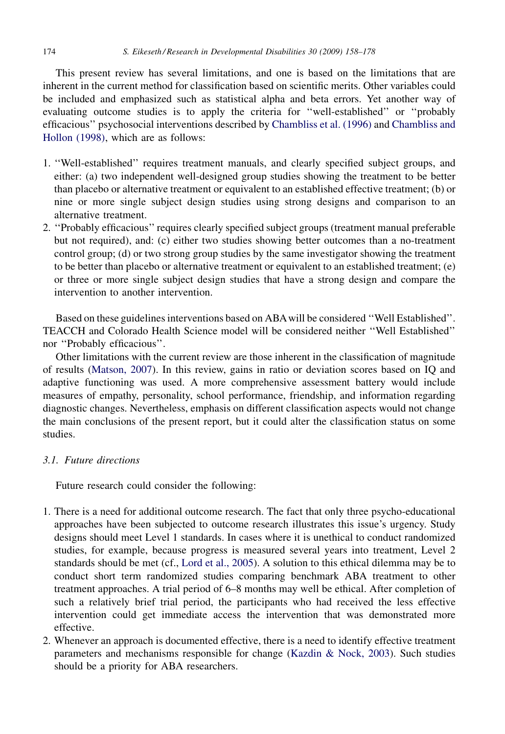This present review has several limitations, and one is based on the limitations that are inherent in the current method for classification based on scientific merits. Other variables could be included and emphasized such as statistical alpha and beta errors. Yet another way of evaluating outcome studies is to apply the criteria for ''well-established'' or ''probably efficacious'' psychosocial interventions described by Chambliss et al. (1996) and Chambliss and Hollon (1998), which are as follows:

1. ''Well-established'' requires treatment manuals, and clearly specified subject groups, and either: (a) two independent well-designed group studies showing the treatment to be better than placebo or alternative treatment or equivalent to an established effective treatment; (b) or nine or more single subject design studies using strong designs and comparison to an alternative treatment.
2. ''Probably efficacious'' requires clearly specified subject groups (treatment manual preferable but not required), and: (c) either two studies showing better outcomes than a no-treatment control group; (d) or two strong group studies by the same investigator showing the treatment to be better than placebo or alternative treatment or equivalent to an established treatment; (e) or three or more single subject design studies that have a strong design and compare the intervention to another intervention.

Based on these guidelines interventions based on ABA will be considered ''Well Established''. TEACCH and Colorado Health Science model will be considered neither ''Well Established'' nor ''Probably efficacious''.

Other limitations with the current review are those inherent in the classification of magnitude of results (Matson, 2007). In this review, gains in ratio or deviation scores based on IQ and adaptive functioning was used. A more comprehensive assessment battery would include measures of empathy, personality, school performance, friendship, and information regarding diagnostic changes. Nevertheless, emphasis on different classification aspects would not change the main conclusions of the present report, but it could alter the classification status on some studies.

### 3.1. Future directions

Future research could consider the following:

1. There is a need for additional outcome research. The fact that only three psycho-educational approaches have been subjected to outcome research illustrates this issue's urgency. Study designs should meet Level 1 standards. In cases where it is unethical to conduct randomized studies, for example, because progress is measured several years into treatment, Level 2 standards should be met (cf., Lord et al., 2005). A solution to this ethical dilemma may be to conduct short term randomized studies comparing benchmark ABA treatment to other treatment approaches. A trial period of 6–8 months may well be ethical. After completion of such a relatively brief trial period, the participants who had received the less effective intervention could get immediate access the intervention that was demonstrated more effective.
2. Whenever an approach is documented effective, there is a need to identify effective treatment parameters and mechanisms responsible for change (Kazdin & Nock, 2003). Such studies should be a priority for ABA researchers.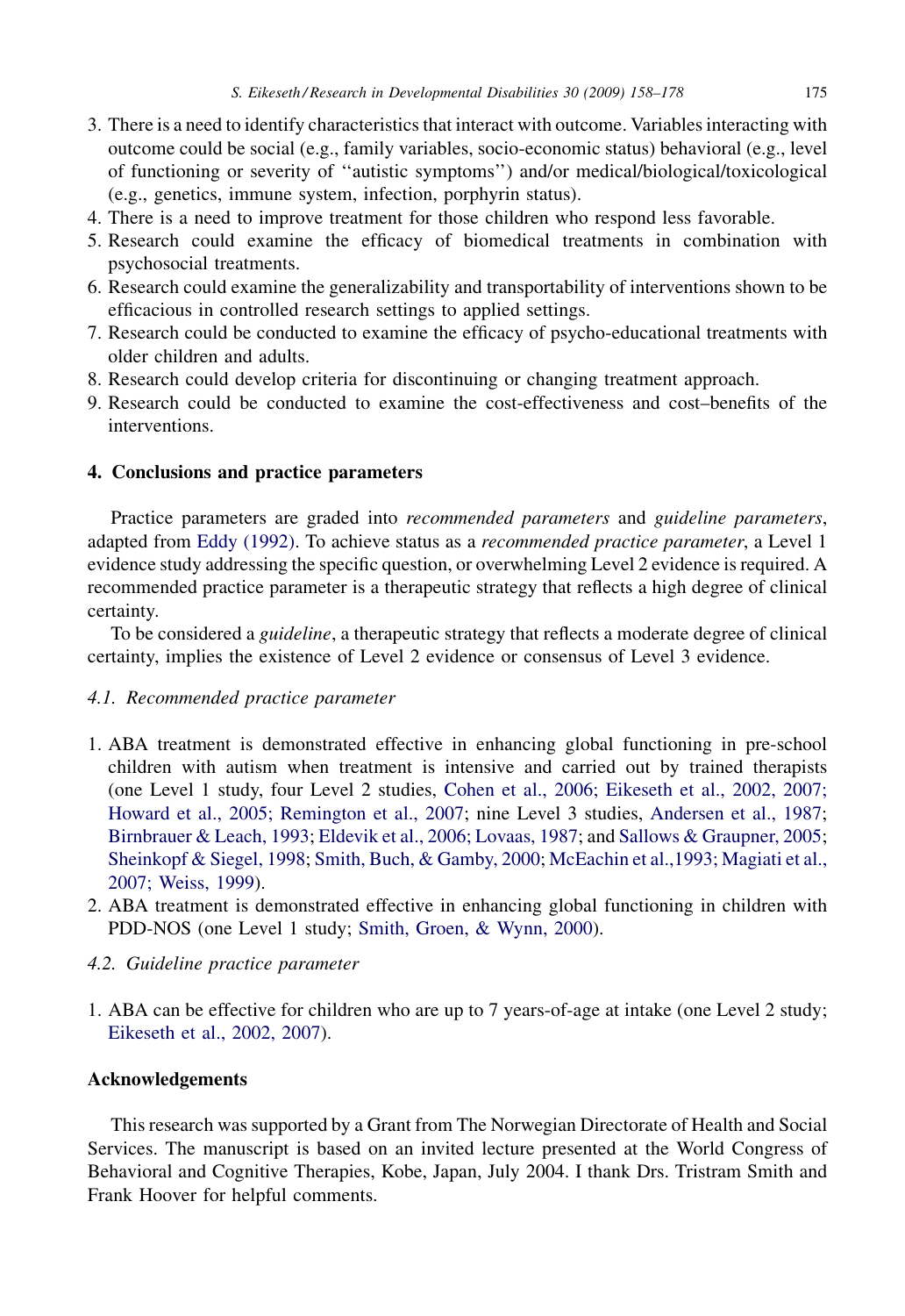3. There is a need to identify characteristics that interact with outcome. Variables interacting with outcome could be social (e.g., family variables, socio-economic status) behavioral (e.g., level of functioning or severity of ''autistic symptoms'') and/or medical/biological/toxicological (e.g., genetics, immune system, infection, porphyrin status).
4. There is a need to improve treatment for those children who respond less favorable.
5. Research could examine the efficacy of biomedical treatments in combination with psychosocial treatments.
6. Research could examine the generalizability and transportability of interventions shown to be efficacious in controlled research settings to applied settings.
7. Research could be conducted to examine the efficacy of psycho-educational treatments with older children and adults.
8. Research could develop criteria for discontinuing or changing treatment approach.
9. Research could be conducted to examine the cost-effectiveness and cost–benefits of the interventions.

## 4. Conclusions and practice parameters

Practice parameters are graded into *recommended parameters* and *guideline parameters*, adapted from Eddy (1992). To achieve status as a *recommended practice parameter*, a Level 1 evidence study addressing the specific question, or overwhelming Level 2 evidence is required. A recommended practice parameter is a therapeutic strategy that reflects a high degree of clinical certainty.

To be considered a *guideline*, a therapeutic strategy that reflects a moderate degree of clinical certainty, implies the existence of Level 2 evidence or consensus of Level 3 evidence.

### *4.1. Recommended practice parameter*

1. ABA treatment is demonstrated effective in enhancing global functioning in pre-school children with autism when treatment is intensive and carried out by trained therapists (one Level 1 study, four Level 2 studies, Cohen et al., 2006; Eikeseth et al., 2002, 2007; Howard et al., 2005; Remington et al., 2007; nine Level 3 studies, Andersen et al., 1987; Birnbrauer & Leach, 1993; Eldevik et al., 2006; Lovaas, 1987; and Sallows & Graupner, 2005; Sheinkopf & Siegel, 1998; Smith, Buch, & Gamby, 2000; McEachin et al.,1993; Magiati et al., 2007; Weiss, 1999).
2. ABA treatment is demonstrated effective in enhancing global functioning in children with PDD-NOS (one Level 1 study; Smith, Groen, & Wynn, 2000).

### *4.2. Guideline practice parameter*

1. ABA can be effective for children who are up to 7 years-of-age at intake (one Level 2 study; Eikeseth et al., 2002, 2007).

## Acknowledgements

This research was supported by a Grant from The Norwegian Directorate of Health and Social Services. The manuscript is based on an invited lecture presented at the World Congress of Behavioral and Cognitive Therapies, Kobe, Japan, July 2004. I thank Drs. Tristram Smith and Frank Hoover for helpful comments.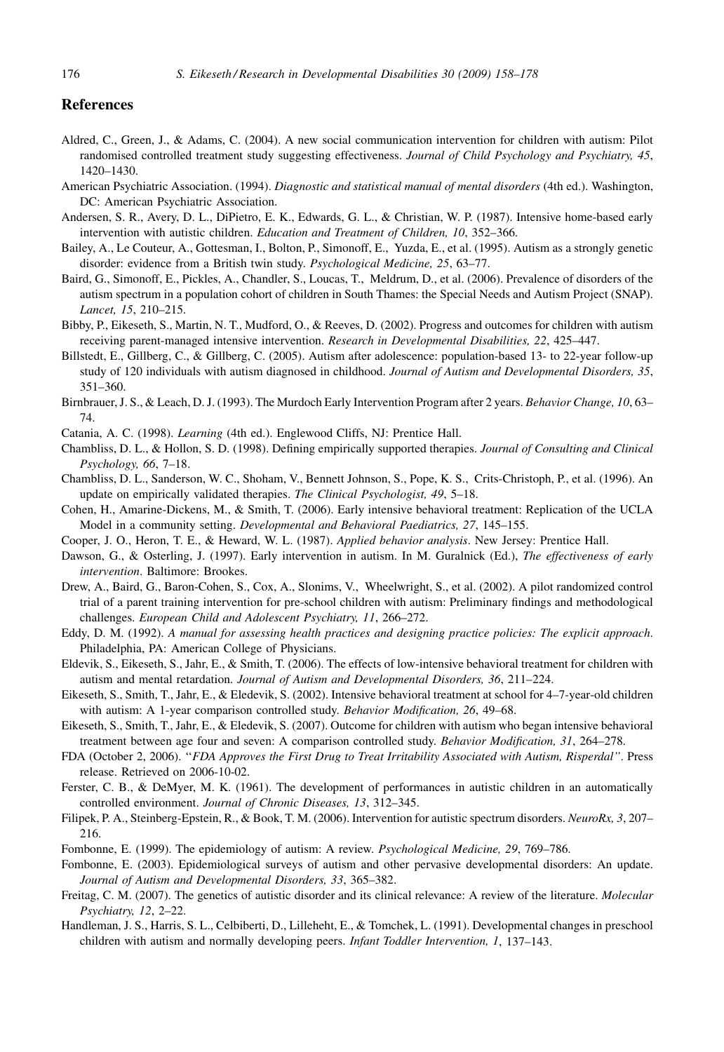## References

Aldred, C., Green, J., & Adams, C. (2004). A new social communication intervention for children with autism: Pilot randomised controlled treatment study suggesting effectiveness. *Journal of Child Psychology and Psychiatry, 45*, 1420–1430.

American Psychiatric Association. (1994). *Diagnostic and statistical manual of mental disorders* (4th ed.). Washington, DC: American Psychiatric Association.

Andersen, S. R., Avery, D. L., DiPietro, E. K., Edwards, G. L., & Christian, W. P. (1987). Intensive home-based early intervention with autistic children. *Education and Treatment of Children, 10*, 352–366.

Bailey, A., Le Couteur, A., Gottesman, I., Bolton, P., Simonoff, E., Yuzda, E., et al. (1995). Autism as a strongly genetic disorder: evidence from a British twin study. *Psychological Medicine, 25*, 63–77.

Baird, G., Simonoff, E., Pickles, A., Chandler, S., Loucas, T., Meldrum, D., et al. (2006). Prevalence of disorders of the autism spectrum in a population cohort of children in South Thames: the Special Needs and Autism Project (SNAP). *Lancet, 15*, 210–215.

Bibby, P., Eikeseth, S., Martin, N. T., Mudford, O., & Reeves, D. (2002). Progress and outcomes for children with autism receiving parent-managed intensive intervention. *Research in Developmental Disabilities, 22*, 425–447.

Billstedt, E., Gillberg, C., & Gillberg, C. (2005). Autism after adolescence: population-based 13- to 22-year follow-up study of 120 individuals with autism diagnosed in childhood. *Journal of Autism and Developmental Disorders, 35*, 351–360.

Birnbrauer, J. S., & Leach, D. J. (1993). The Murdoch Early Intervention Program after 2 years. *Behavior Change, 10*, 63–74.

Catania, A. C. (1998). *Learning* (4th ed.). Englewood Cliffs, NJ: Prentice Hall.

Chambliss, D. L., & Hollon, S. D. (1998). Defining empirically supported therapies. *Journal of Consulting and Clinical Psychology, 66*, 7–18.

Chambliss, D. L., Sanderson, W. C., Shoham, V., Bennett Johnson, S., Pope, K. S., Crits-Christoph, P., et al. (1996). An update on empirically validated therapies. *The Clinical Psychologist, 49*, 5–18.

Cohen, H., Amarine-Dickens, M., & Smith, T. (2006). Early intensive behavioral treatment: Replication of the UCLA Model in a community setting. *Developmental and Behavioral Paediatrics, 27*, 145–155.

Cooper, J. O., Heron, T. E., & Heward, W. L. (1987). *Applied behavior analysis*. New Jersey: Prentice Hall.

Dawson, G., & Osterling, J. (1997). Early intervention in autism. In M. Guralnick (Ed.), *The effectiveness of early intervention*. Baltimore: Brookes.

Drew, A., Baird, G., Baron-Cohen, S., Cox, A., Slonims, V., Wheelwright, S., et al. (2002). A pilot randomized control trial of a parent training intervention for pre-school children with autism: Preliminary findings and methodological challenges. *European Child and Adolescent Psychiatry, 11*, 266–272.

Eddy, D. M. (1992). *A manual for assessing health practices and designing practice policies: The explicit approach*. Philadelphia, PA: American College of Physicians.

Eldevik, S., Eikeseth, S., Jahr, E., & Smith, T. (2006). The effects of low-intensive behavioral treatment for children with autism and mental retardation. *Journal of Autism and Developmental Disorders, 36*, 211–224.

Eikeseth, S., Smith, T., Jahr, E., & Eledevik, S. (2002). Intensive behavioral treatment at school for 4–7-year-old children with autism: A 1-year comparison controlled study. *Behavior Modification, 26*, 49–68.

Eikeseth, S., Smith, T., Jahr, E., & Eledevik, S. (2007). Outcome for children with autism who began intensive behavioral treatment between age four and seven: A comparison controlled study. *Behavior Modification, 31*, 264–278.

FDA (October 2, 2006). "*FDA Approves the First Drug to Treat Irritability Associated with Autism, Risperdal*". Press release. Retrieved on 2006-10-02.

Ferster, C. B., & DeMyer, M. K. (1961). The development of performances in autistic children in an automatically controlled environment. *Journal of Chronic Diseases, 13*, 312–345.

Filipek, P. A., Steinberg-Epstein, R., & Book, T. M. (2006). Intervention for autistic spectrum disorders. *NeuroRx, 3*, 207–216.

Fombonne, E. (1999). The epidemiology of autism: A review. *Psychological Medicine, 29*, 769–786.

Fombonne, E. (2003). Epidemiological surveys of autism and other pervasive developmental disorders: An update. *Journal of Autism and Developmental Disorders, 33*, 365–382.

Freitag, C. M. (2007). The genetics of autistic disorder and its clinical relevance: A review of the literature. *Molecular Psychiatry, 12*, 2–22.

Handleman, J. S., Harris, S. L., Celbiberti, D., Lilleheht, E., & Tomchek, L. (1991). Developmental changes in preschool children with autism and normally developing peers. *Infant Toddler Intervention, 1*, 137–143.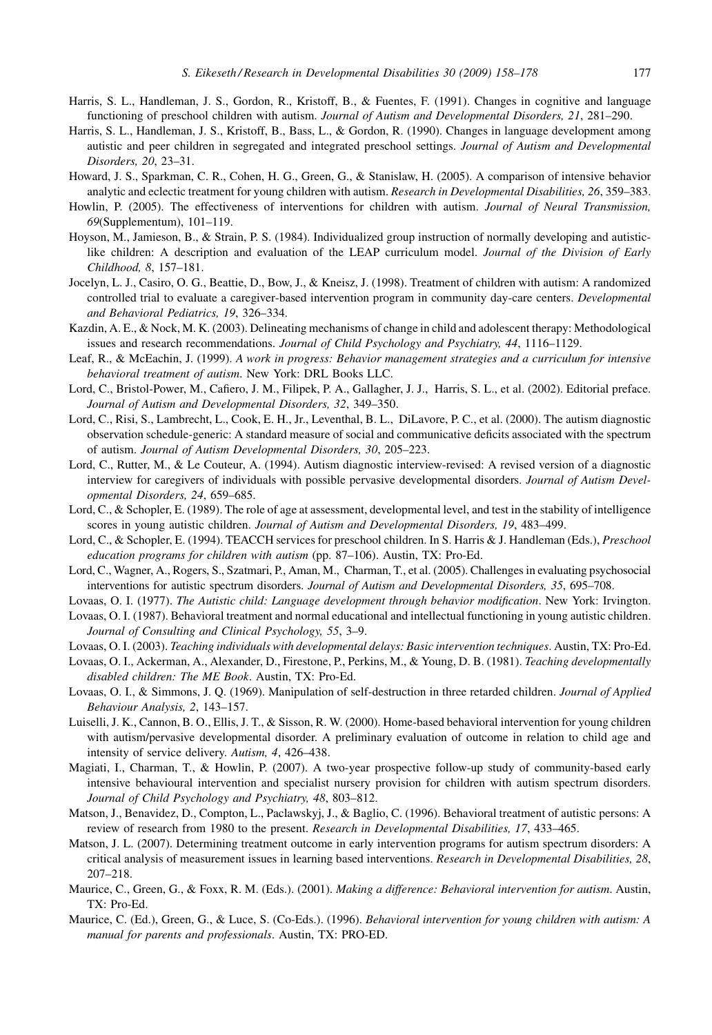Harris, S. L., Handleman, J. S., Gordon, R., Kristoff, B., & Fuentes, F. (1991). Changes in cognitive and language functioning of preschool children with autism. *Journal of Autism and Developmental Disorders, 21*, 281–290.

Harris, S. L., Handleman, J. S., Kristoff, B., Bass, L., & Gordon, R. (1990). Changes in language development among autistic and peer children in segregated and integrated preschool settings. *Journal of Autism and Developmental Disorders, 20*, 23–31.

Howard, J. S., Sparkman, C. R., Cohen, H. G., Green, G., & Stanislaw, H. (2005). A comparison of intensive behavior analytic and eclectic treatment for young children with autism. *Research in Developmental Disabilities, 26*, 359–383.

Howlin, P. (2005). The effectiveness of interventions for children with autism. *Journal of Neural Transmission, 69*(Supplementum), 101–119.

Hoyson, M., Jamieson, B., & Strain, P. S. (1984). Individualized group instruction of normally developing and autistic-like children: A description and evaluation of the LEAP curriculum model. *Journal of the Division of Early Childhood, 8*, 157–181.

Jocelyn, L. J., Casiro, O. G., Beattie, D., Bow, J., & Kneisz, J. (1998). Treatment of children with autism: A randomized controlled trial to evaluate a caregiver-based intervention program in community day-care centers. *Developmental and Behavioral Pediatrics, 19*, 326–334.

Kazdin, A. E., & Nock, M. K. (2003). Delineating mechanisms of change in child and adolescent therapy: Methodological issues and research recommendations. *Journal of Child Psychology and Psychiatry, 44*, 1116–1129.

Leaf, R., & McEachin, J. (1999). *A work in progress: Behavior management strategies and a curriculum for intensive behavioral treatment of autism*. New York: DRL Books LLC.

Lord, C., Bristol-Power, M., Cafiero, J. M., Filipek, P. A., Gallagher, J. J., Harris, S. L., et al. (2002). Editorial preface. *Journal of Autism and Developmental Disorders, 32*, 349–350.

Lord, C., Risi, S., Lambrecht, L., Cook, E. H., Jr., Leventhal, B. L., DiLavore, P. C., et al. (2000). The autism diagnostic observation schedule-generic: A standard measure of social and communicative deficits associated with the spectrum of autism. *Journal of Autism Developmental Disorders, 30*, 205–223.

Lord, C., Rutter, M., & Le Couteur, A. (1994). Autism diagnostic interview-revised: A revised version of a diagnostic interview for caregivers of individuals with possible pervasive developmental disorders. *Journal of Autism Developmental Disorders, 24*, 659–685.

Lord, C., & Schopler, E. (1989). The role of age at assessment, developmental level, and test in the stability of intelligence scores in young autistic children. *Journal of Autism and Developmental Disorders, 19*, 483–499.

Lord, C., & Schopler, E. (1994). TEACCH services for preschool children. In S. Harris & J. Handleman (Eds.), *Preschool education programs for children with autism* (pp. 87–106). Austin, TX: Pro-Ed.

Lord, C., Wagner, A., Rogers, S., Szatmari, P., Aman, M., Charman, T., et al. (2005). Challenges in evaluating psychosocial interventions for autistic spectrum disorders. *Journal of Autism and Developmental Disorders, 35*, 695–708.

Lovaas, O. I. (1977). *The Autistic child: Language development through behavior modification*. New York: Irvington.

Lovaas, O. I. (1987). Behavioral treatment and normal educational and intellectual functioning in young autistic children. *Journal of Consulting and Clinical Psychology, 55*, 3–9.

Lovaas, O. I. (2003). *Teaching individuals with developmental delays: Basic intervention techniques*. Austin, TX: Pro-Ed.

Lovaas, O. I., Ackerman, A., Alexander, D., Firestone, P., Perkins, M., & Young, D. B. (1981). *Teaching developmentally disabled children: The ME Book*. Austin, TX: Pro-Ed.

Lovaas, O. I., & Simmons, J. Q. (1969). Manipulation of self-destruction in three retarded children. *Journal of Applied Behaviour Analysis, 2*, 143–157.

Luiselli, J. K., Cannon, B. O., Ellis, J. T., & Sisson, R. W. (2000). Home-based behavioral intervention for young children with autism/pervasive developmental disorder. A preliminary evaluation of outcome in relation to child age and intensity of service delivery. *Autism, 4*, 426–438.

Magiati, I., Charman, T., & Howlin, P. (2007). A two-year prospective follow-up study of community-based early intensive behavioural intervention and specialist nursery provision for children with autism spectrum disorders. *Journal of Child Psychology and Psychiatry, 48*, 803–812.

Matson, J., Benavidez, D., Compton, L., Paclawskyj, J., & Baglio, C. (1996). Behavioral treatment of autistic persons: A review of research from 1980 to the present. *Research in Developmental Disabilities, 17*, 433–465.

Matson, J. L. (2007). Determining treatment outcome in early intervention programs for autism spectrum disorders: A critical analysis of measurement issues in learning based interventions. *Research in Developmental Disabilities, 28*, 207–218.

Maurice, C., Green, G., & Foxx, R. M. (Eds.). (2001). *Making a difference: Behavioral intervention for autism*. Austin, TX: Pro-Ed.

Maurice, C. (Ed.), Green, G., & Luce, S. (Co-Eds.). (1996). *Behavioral intervention for young children with autism: A manual for parents and professionals*. Austin, TX: PRO-ED.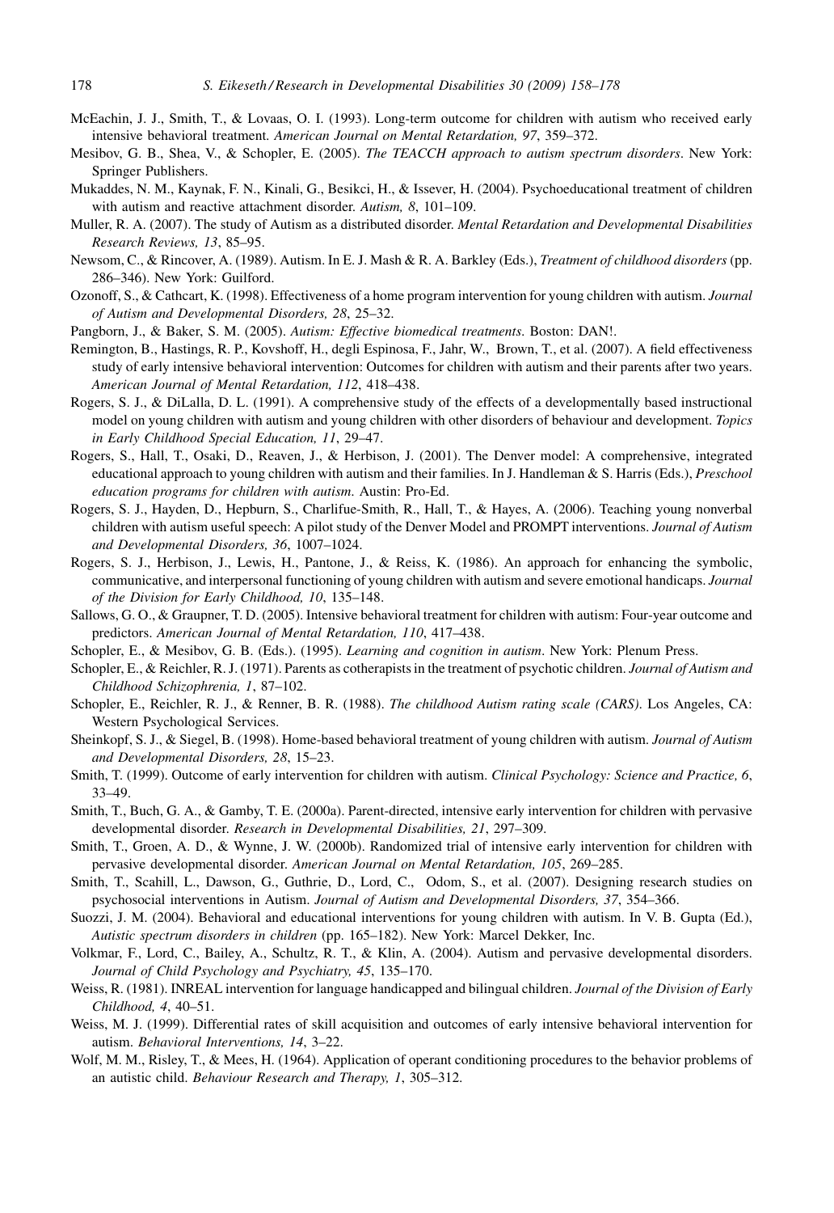McEachin, J. J., Smith, T., & Lovaas, O. I. (1993). Long-term outcome for children with autism who received early intensive behavioral treatment. *American Journal on Mental Retardation, 97*, 359–372.

Mesibov, G. B., Shea, V., & Schopler, E. (2005). *The TEACCH approach to autism spectrum disorders*. New York: Springer Publishers.

Mukaddes, N. M., Kaynak, F. N., Kinali, G., Besikci, H., & Issever, H. (2004). Psychoeducational treatment of children with autism and reactive attachment disorder. *Autism, 8*, 101–109.

Muller, R. A. (2007). The study of Autism as a distributed disorder. *Mental Retardation and Developmental Disabilities Research Reviews, 13*, 85–95.

Newsom, C., & Rincover, A. (1989). Autism. In E. J. Mash & R. A. Barkley (Eds.), *Treatment of childhood disorders* (pp. 286–346). New York: Guilford.

Ozonoff, S., & Cathcart, K. (1998). Effectiveness of a home program intervention for young children with autism. *Journal of Autism and Developmental Disorders, 28*, 25–32.

Pangborn, J., & Baker, S. M. (2005). *Autism: Effective biomedical treatments*. Boston: DAN!.

Remington, B., Hastings, R. P., Kovshoff, H., degli Espinosa, F., Jahr, W., Brown, T., et al. (2007). A field effectiveness study of early intensive behavioral intervention: Outcomes for children with autism and their parents after two years. *American Journal of Mental Retardation, 112*, 418–438.

Rogers, S. J., & DiLalla, D. L. (1991). A comprehensive study of the effects of a developmentally based instructional model on young children with autism and young children with other disorders of behaviour and development. *Topics in Early Childhood Special Education, 11*, 29–47.

Rogers, S., Hall, T., Osaki, D., Reaven, J., & Herbison, J. (2001). The Denver model: A comprehensive, integrated educational approach to young children with autism and their families. In J. Handleman & S. Harris (Eds.), *Preschool education programs for children with autism*. Austin: Pro-Ed.

Rogers, S. J., Hayden, D., Hepburn, S., Charlifue-Smith, R., Hall, T., & Hayes, A. (2006). Teaching young nonverbal children with autism useful speech: A pilot study of the Denver Model and PROMPT interventions. *Journal of Autism and Developmental Disorders, 36*, 1007–1024.

Rogers, S. J., Herbison, J., Lewis, H., Pantone, J., & Reiss, K. (1986). An approach for enhancing the symbolic, communicative, and interpersonal functioning of young children with autism and severe emotional handicaps. *Journal of the Division for Early Childhood, 10*, 135–148.

Sallows, G. O., & Graupner, T. D. (2005). Intensive behavioral treatment for children with autism: Four-year outcome and predictors. *American Journal of Mental Retardation, 110*, 417–438.

Schopler, E., & Mesibov, G. B. (Eds.). (1995). *Learning and cognition in autism*. New York: Plenum Press.

Schopler, E., & Reichler, R. J. (1971). Parents as cotherapists in the treatment of psychotic children. *Journal of Autism and Childhood Schizophrenia, 1*, 87–102.

Schopler, E., Reichler, R. J., & Renner, B. R. (1988). *The childhood Autism rating scale (CARS)*. Los Angeles, CA: Western Psychological Services.

Sheinkopf, S. J., & Siegel, B. (1998). Home-based behavioral treatment of young children with autism. *Journal of Autism and Developmental Disorders, 28*, 15–23.

Smith, T. (1999). Outcome of early intervention for children with autism. *Clinical Psychology: Science and Practice, 6*, 33–49.

Smith, T., Buch, G. A., & Gamby, T. E. (2000a). Parent-directed, intensive early intervention for children with pervasive developmental disorder. *Research in Developmental Disabilities, 21*, 297–309.

Smith, T., Groen, A. D., & Wynne, J. W. (2000b). Randomized trial of intensive early intervention for children with pervasive developmental disorder. *American Journal on Mental Retardation, 105*, 269–285.

Smith, T., Scahill, L., Dawson, G., Guthrie, D., Lord, C., Odom, S., et al. (2007). Designing research studies on psychosocial interventions in Autism. *Journal of Autism and Developmental Disorders, 37*, 354–366.

Suozzi, J. M. (2004). Behavioral and educational interventions for young children with autism. In V. B. Gupta (Ed.), *Autistic spectrum disorders in children* (pp. 165–182). New York: Marcel Dekker, Inc.

Volkmar, F., Lord, C., Bailey, A., Schultz, R. T., & Klin, A. (2004). Autism and pervasive developmental disorders. *Journal of Child Psychology and Psychiatry, 45*, 135–170.

Weiss, R. (1981). INREAL intervention for language handicapped and bilingual children. *Journal of the Division of Early Childhood, 4*, 40–51.

Weiss, M. J. (1999). Differential rates of skill acquisition and outcomes of early intensive behavioral intervention for autism. *Behavioral Interventions, 14*, 3–22.

Wolf, M. M., Risley, T., & Mees, H. (1964). Application of operant conditioning procedures to the behavior problems of an autistic child. *Behaviour Research and Therapy, 1*, 305–312.